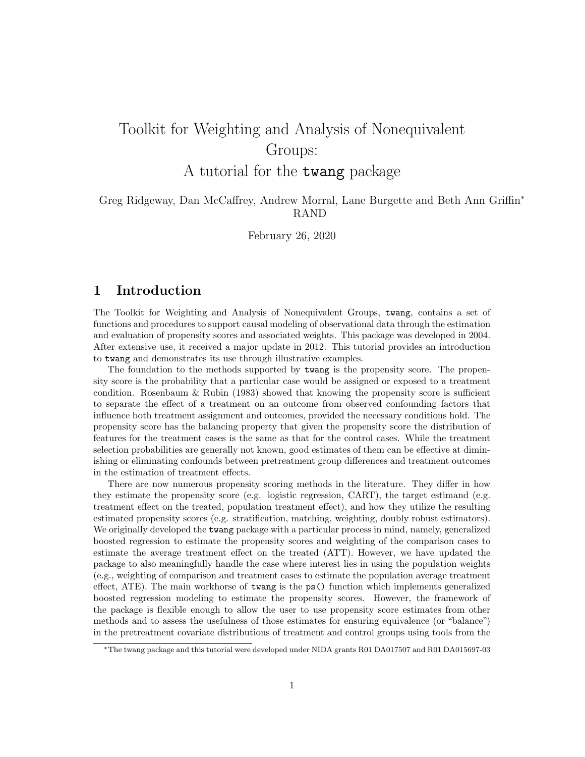# Toolkit for Weighting and Analysis of Nonequivalent Groups: A tutorial for the `twang` package

Greg Ridgeway, Dan McCaffrey, Andrew Morral, Lane Burgette and Beth Ann Griffin*
RAND

February 26, 2020

## 1 Introduction

The Toolkit for Weighting and Analysis of Nonequivalent Groups, `twang`, contains a set of functions and procedures to support causal modeling of observational data through the estimation and evaluation of propensity scores and associated weights. This package was developed in 2004. After extensive use, it received a major update in 2012. This tutorial provides an introduction to `twang` and demonstrates its use through illustrative examples.

The foundation to the methods supported by `twang` is the propensity score. The propensity score is the probability that a particular case would be assigned or exposed to a treatment condition. Rosenbaum & Rubin (1983) showed that knowing the propensity score is sufficient to separate the effect of a treatment on an outcome from observed confounding factors that influence both treatment assignment and outcomes, provided the necessary conditions hold. The propensity score has the balancing property that given the propensity score the distribution of features for the treatment cases is the same as that for the control cases. While the treatment selection probabilities are generally not known, good estimates of them can be effective at diminishing or eliminating confounds between pretreatment group differences and treatment outcomes in the estimation of treatment effects.

There are now numerous propensity scoring methods in the literature. They differ in how they estimate the propensity score (e.g. logistic regression, CART), the target estimand (e.g. treatment effect on the treated, population treatment effect), and how they utilize the resulting estimated propensity scores (e.g. stratification, matching, weighting, doubly robust estimators). We originally developed the `twang` package with a particular process in mind, namely, generalized boosted regression to estimate the propensity scores and weighting of the comparison cases to estimate the average treatment effect on the treated (ATT). However, we have updated the package to also meaningfully handle the case where interest lies in using the population weights (e.g., weighting of comparison and treatment cases to estimate the population average treatment effect, ATE). The main workhorse of `twang` is the `ps()` function which implements generalized boosted regression modeling to estimate the propensity scores. However, the framework of the package is flexible enough to allow the user to use propensity score estimates from other methods and to assess the usefulness of those estimates for ensuring equivalence (or "balance") in the pretreatment covariate distributions of treatment and control groups using tools from the

*The twang package and this tutorial were developed under NIDA grants R01 DA017507 and R01 DA015697-03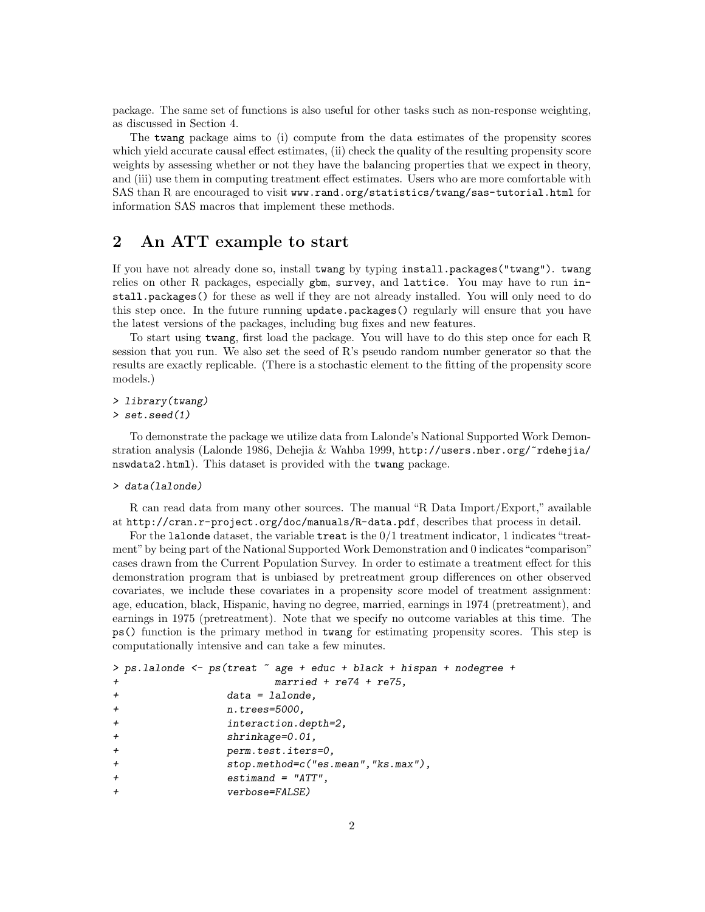package. The same set of functions is also useful for other tasks such as non-response weighting, as discussed in Section 4.

The twang package aims to (i) compute from the data estimates of the propensity scores which yield accurate causal effect estimates, (ii) check the quality of the resulting propensity score weights by assessing whether or not they have the balancing properties that we expect in theory, and (iii) use them in computing treatment effect estimates. Users who are more comfortable with SAS than R are encouraged to visit www.rand.org/statistics/twang/sas-tutorial.html for information SAS macros that implement these methods.

## 2 An ATT example to start

If you have not already done so, install twang by typing install.packages("twang"). twang relies on other R packages, especially gbm, survey, and lattice. You may have to run install.packages() for these as well if they are not already installed. You will only need to do this step once. In the future running update.packages() regularly will ensure that you have the latest versions of the packages, including bug fixes and new features.

To start using twang, first load the package. You will have to do this step once for each R session that you run. We also set the seed of R's pseudo random number generator so that the results are exactly replicable. (There is a stochastic element to the fitting of the propensity score models.)

```
> library(twang)
> set.seed(1)
```

To demonstrate the package we utilize data from Lalonde's National Supported Work Demonstration analysis (Lalonde 1986, Dehejia & Wahba 1999, http://users.nber.org/~rdehejia/nswdata2.html). This dataset is provided with the twang package.

```
> data(lalonde)
```

R can read data from many other sources. The manual "R Data Import/Export," available at http://cran.r-project.org/doc/manuals/R-data.pdf, describes that process in detail.

For the lalonde dataset, the variable treat is the 0/1 treatment indicator, 1 indicates "treatment" by being part of the National Supported Work Demonstration and 0 indicates "comparison" cases drawn from the Current Population Survey. In order to estimate a treatment effect for this demonstration program that is unbiased by pretreatment group differences on other observed covariates, we include these covariates in a propensity score model of treatment assignment: age, education, black, Hispanic, having no degree, married, earnings in 1974 (pretreatment), and earnings in 1975 (pretreatment). Note that we specify no outcome variables at this time. The ps() function is the primary method in twang for estimating propensity scores. This step is computationally intensive and can take a few minutes.

```
> ps.lalonde <- ps(treat ~ age + educ + black + hispan + nodegree +
+                          married + re74 + re75,
+                 data = lalonde,
+                 n.trees=5000,
+                 interaction.depth=2,
+                 shrinkage=0.01,
+                 perm.test.iters=0,
+                 stop.method=c("es.mean","ks.max"),
+                 estimand = "ATT",
+                 verbose=FALSE)
```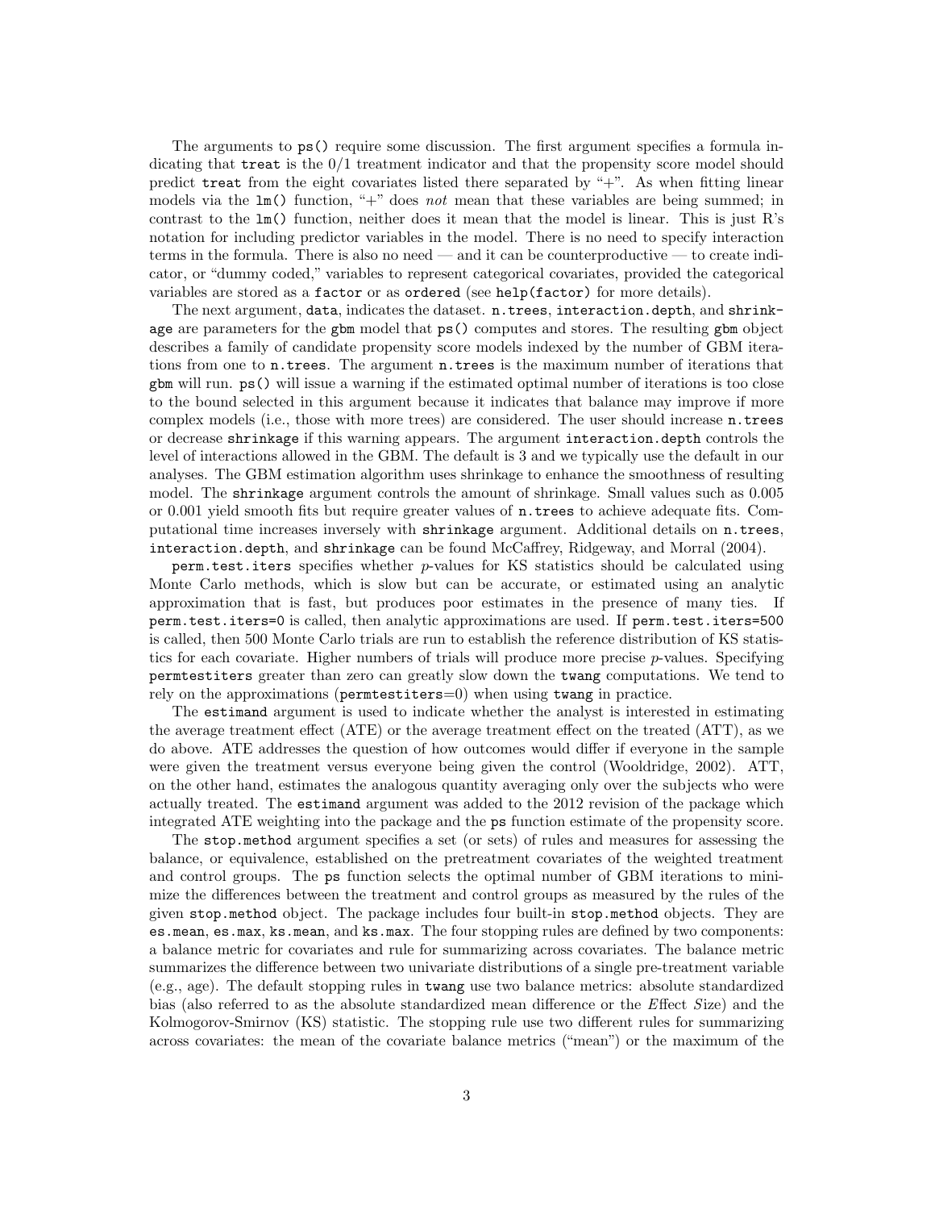The arguments to `ps()` require some discussion. The first argument specifies a formula indicating that `treat` is the 0/1 treatment indicator and that the propensity score model should predict `treat` from the eight covariates listed there separated by "+". As when fitting linear models via the `lm()` function, "+" does *not* mean that these variables are being summed; in contrast to the `lm()` function, neither does it mean that the model is linear. This is just R's notation for including predictor variables in the model. There is no need to specify interaction terms in the formula. There is also no need — and it can be counterproductive — to create indicator, or "dummy coded," variables to represent categorical covariates, provided the categorical variables are stored as a `factor` or as `ordered` (see `help(factor)` for more details).

The next argument, `data`, indicates the dataset. `n.trees`, `interaction.depth`, and `shrinkage` are parameters for the `gbm` model that `ps()` computes and stores. The resulting `gbm` object describes a family of candidate propensity score models indexed by the number of GBM iterations from one to `n.trees`. The argument `n.trees` is the maximum number of iterations that `gbm` will run. `ps()` will issue a warning if the estimated optimal number of iterations is too close to the bound selected in this argument because it indicates that balance may improve if more complex models (i.e., those with more trees) are considered. The user should increase `n.trees` or decrease `shrinkage` if this warning appears. The argument `interaction.depth` controls the level of interactions allowed in the GBM. The default is 3 and we typically use the default in our analyses. The GBM estimation algorithm uses shrinkage to enhance the smoothness of resulting model. The `shrinkage` argument controls the amount of shrinkage. Small values such as 0.005 or 0.001 yield smooth fits but require greater values of `n.trees` to achieve adequate fits. Computational time increases inversely with `shrinkage` argument. Additional details on `n.trees`, `interaction.depth`, and `shrinkage` can be found McCaffrey, Ridgeway, and Morral (2004).

`perm.test.iters` specifies whether $p$-values for KS statistics should be calculated using Monte Carlo methods, which is slow but can be accurate, or estimated using an analytic approximation that is fast, but produces poor estimates in the presence of many ties. If `perm.test.iters=0` is called, then analytic approximations are used. If `perm.test.iters=500` is called, then 500 Monte Carlo trials are run to establish the reference distribution of KS statistics for each covariate. Higher numbers of trials will produce more precise $p$-values. Specifying `permtestiters` greater than zero can greatly slow down the `twang` computations. We tend to rely on the approximations (`permtestiters`=0) when using `twang` in practice.

The `estimand` argument is used to indicate whether the analyst is interested in estimating the average treatment effect (ATE) or the average treatment effect on the treated (ATT), as we do above. ATE addresses the question of how outcomes would differ if everyone in the sample were given the treatment versus everyone being given the control (Wooldridge, 2002). ATT, on the other hand, estimates the analogous quantity averaging only over the subjects who were actually treated. The `estimand` argument was added to the 2012 revision of the package which integrated ATE weighting into the package and the `ps` function estimate of the propensity score.

The `stop.method` argument specifies a set (or sets) of rules and measures for assessing the balance, or equivalence, established on the pretreatment covariates of the weighted treatment and control groups. The `ps` function selects the optimal number of GBM iterations to minimize the differences between the treatment and control groups as measured by the rules of the given `stop.method` object. The package includes four built-in `stop.method` objects. They are `es.mean`, `es.max`, `ks.mean`, and `ks.max`. The four stopping rules are defined by two components: a balance metric for covariates and rule for summarizing across covariates. The balance metric summarizes the difference between two univariate distributions of a single pre-treatment variable (e.g., age). The default stopping rules in `twang` use two balance metrics: absolute standardized bias (also referred to as the absolute standardized mean difference or the *E*ffect *S*ize) and the Kolmogorov-Smirnov (KS) statistic. The stopping rule use two different rules for summarizing across covariates: the mean of the covariate balance metrics ("mean") or the maximum of the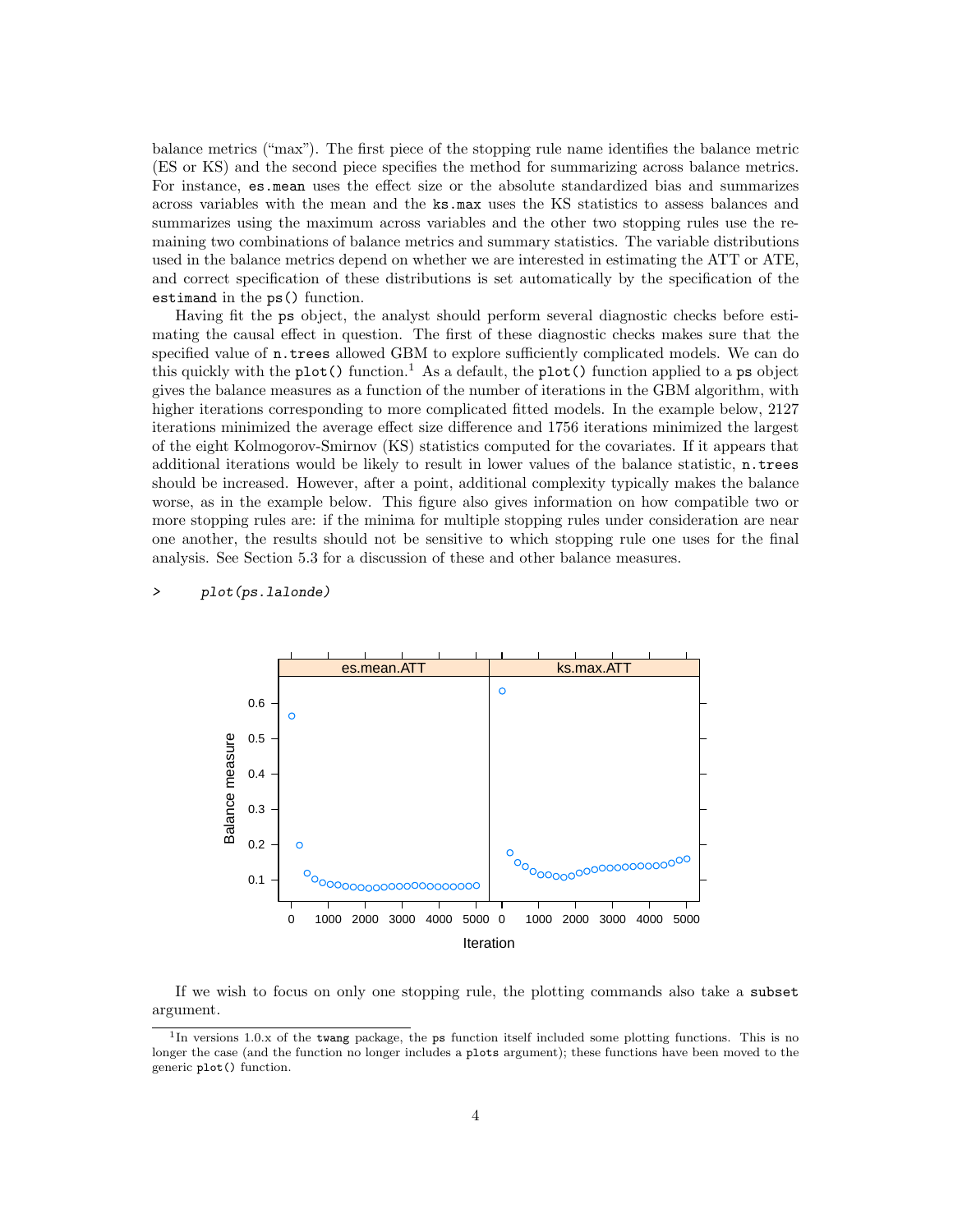balance metrics ("max"). The first piece of the stopping rule name identifies the balance metric (ES or KS) and the second piece specifies the method for summarizing across balance metrics. For instance, `es.mean` uses the effect size or the absolute standardized bias and summarizes across variables with the mean and the `ks.max` uses the KS statistics to assess balances and summarizes using the maximum across variables and the other two stopping rules use the remaining two combinations of balance metrics and summary statistics. The variable distributions used in the balance metrics depend on whether we are interested in estimating the ATT or ATE, and correct specification of these distributions is set automatically by the specification of the `estimand` in the `ps()` function.

Having fit the `ps` object, the analyst should perform several diagnostic checks before estimating the causal effect in question. The first of these diagnostic checks makes sure that the specified value of `n.trees` allowed GBM to explore sufficiently complicated models. We can do this quickly with the `plot()` function.[1] As a default, the `plot()` function applied to a `ps` object gives the balance measures as a function of the number of iterations in the GBM algorithm, with higher iterations corresponding to more complicated fitted models. In the example below, 2127 iterations minimized the average effect size difference and 1756 iterations minimized the largest of the eight Kolmogorov-Smirnov (KS) statistics computed for the covariates. If it appears that additional iterations would be likely to result in lower values of the balance statistic, `n.trees` should be increased. However, after a point, additional complexity typically makes the balance worse, as in the example below. This figure also gives information on how compatible two or more stopping rules are: if the minima for multiple stopping rules under consideration are near one another, the results should not be sensitive to which stopping rule one uses for the final analysis. See Section 5.3 for a discussion of these and other balance measures.

```
>      plot(ps.lalonde)
```

es.mean.ATT

ks.max.ATT

Balance measure

0.1
0.2
0.3
0.4
0.5
0.6

0 1000 2000 3000 4000 5000

0 1000 2000 3000 4000 5000

Iteration

If we wish to focus on only one stopping rule, the plotting commands also take a `subset` argument.

[1] In versions 1.0.x of the `twang` package, the `ps` function itself included some plotting functions. This is no longer the case (and the function no longer includes a `plots` argument); these functions have been moved to the generic `plot()` function.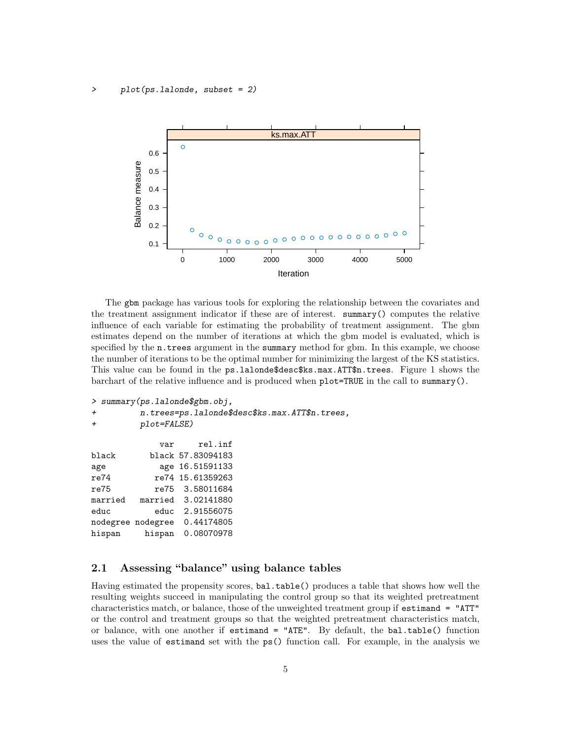```
>     plot(ps.lalonde, subset = 2)
```

ks.max.ATT

Balance measure

0.6
0.5
0.4
0.3
0.2
0.1

0 1000 2000 3000 4000 5000

Iteration

The gbm package has various tools for exploring the relationship between the covariates and the treatment assignment indicator if these are of interest. `summary()` computes the relative influence of each variable for estimating the probability of treatment assignment. The gbm estimates depend on the number of iterations at which the gbm model is evaluated, which is specified by the `n.trees` argument in the `summary` method for gbm. In this example, we choose the number of iterations to be the optimal number for minimizing the largest of the KS statistics. This value can be found in the `ps.lalonde$desc$ks.max.ATT$n.trees`. Figure 1 shows the barchart of the relative influence and is produced when `plot=TRUE` in the call to `summary()`.

```
> summary(ps.lalonde$gbm.obj,
+         n.trees=ps.lalonde$desc$ks.max.ATT$n.trees,
+         plot=FALSE)

              var     rel.inf
black       black 57.83094183
age           age 16.51591133
re74         re74 15.61359263
re75         re75  3.58011684
married   married  3.02141880
educ         educ  2.91556075
nodegree nodegree  0.44174805
hispan     hispan  0.08070978
```

### 2.1 Assessing "balance" using balance tables

Having estimated the propensity scores, `bal.table()` produces a table that shows how well the resulting weights succeed in manipulating the control group so that its weighted pretreatment characteristics match, or balance, those of the unweighted treatment group if `estimand = "ATT"` or the control and treatment groups so that the weighted pretreatment characteristics match, or balance, with one another if `estimand = "ATE"`. By default, the `bal.table()` function uses the value of `estimand` set with the `ps()` function call. For example, in the analysis we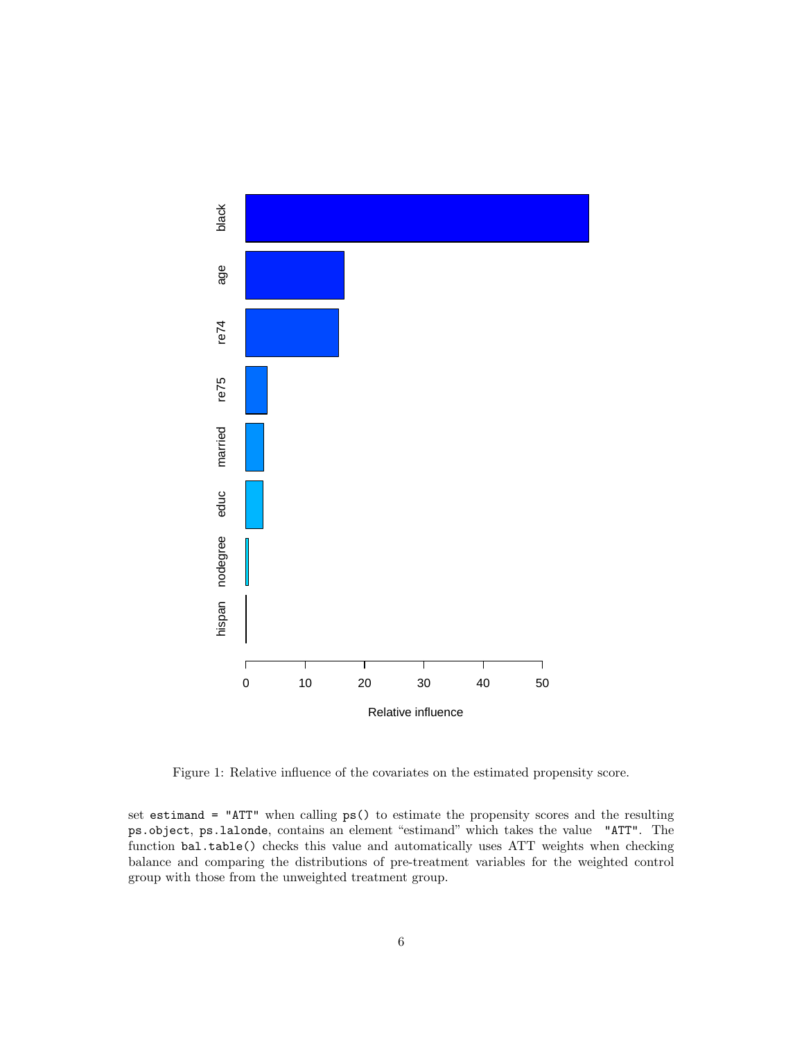black

age

re74

re75

married

educ

nodegree

hispan

0 10 20 30 40 50

Relative influence

Figure 1: Relative influence of the covariates on the estimated propensity score.

set `estimand = "ATT"` when calling `ps()` to estimate the propensity scores and the resulting `ps.object`, `ps.lalonde`, contains an element "estimand" which takes the value `"ATT"`. The function `bal.table()` checks this value and automatically uses ATT weights when checking balance and comparing the distributions of pre-treatment variables for the weighted control group with those from the unweighted treatment group.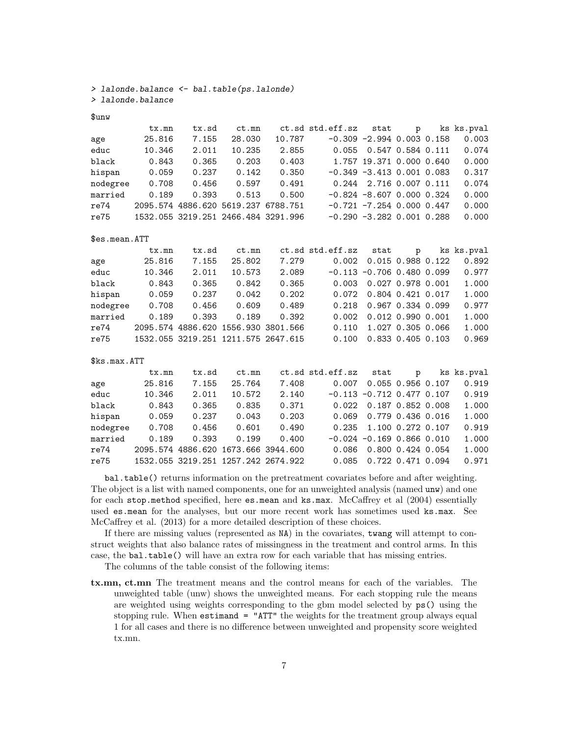```
> lalonde.balance <- bal.table(ps.lalonde)
> lalonde.balance

$unw
            tx.mn    tx.sd    ct.mn    ct.sd std.eff.sz   stat     p    ks ks.pval
age        25.816    7.155   28.030   10.787     -0.309 -2.994 0.003 0.158   0.003
educ       10.346    2.011   10.235    2.855      0.055  0.547 0.584 0.111   0.074
black       0.843    0.365    0.203    0.403      1.757 19.371 0.000 0.640   0.000
hispan      0.059    0.237    0.142    0.350     -0.349 -3.413 0.001 0.083   0.317
nodegree    0.708    0.456    0.597    0.491      0.244  2.716 0.007 0.111   0.074
married     0.189    0.393    0.513    0.500     -0.824 -8.607 0.000 0.324   0.000
re74     2095.574 4886.620 5619.237 6788.751     -0.721 -7.254 0.000 0.447   0.000
re75     1532.055 3219.251 2466.484 3291.996     -0.290 -3.282 0.001 0.288   0.000

$es.mean.ATT
            tx.mn    tx.sd    ct.mn    ct.sd std.eff.sz   stat     p    ks ks.pval
age        25.816    7.155   25.802    7.279      0.002  0.015 0.988 0.122   0.892
educ       10.346    2.011   10.573    2.089     -0.113 -0.706 0.480 0.099   0.977
black       0.843    0.365    0.842    0.365      0.003  0.027 0.978 0.001   1.000
hispan      0.059    0.237    0.042    0.202      0.072  0.804 0.421 0.017   1.000
nodegree    0.708    0.456    0.609    0.489      0.218  0.967 0.334 0.099   0.977
married     0.189    0.393    0.189    0.392      0.002  0.012 0.990 0.001   1.000
re74     2095.574 4886.620 1556.930 3801.566      0.110  1.027 0.305 0.066   1.000
re75     1532.055 3219.251 1211.575 2647.615      0.100  0.833 0.405 0.103   0.969

$ks.max.ATT
            tx.mn    tx.sd    ct.mn    ct.sd std.eff.sz   stat     p    ks ks.pval
age        25.816    7.155   25.764    7.408      0.007  0.055 0.956 0.107   0.919
educ       10.346    2.011   10.572    2.140     -0.113 -0.712 0.477 0.107   0.919
black       0.843    0.365    0.835    0.371      0.022  0.187 0.852 0.008   1.000
hispan      0.059    0.237    0.043    0.203      0.069  0.779 0.436 0.016   1.000
nodegree    0.708    0.456    0.601    0.490      0.235  1.100 0.272 0.107   0.919
married     0.189    0.393    0.199    0.400     -0.024 -0.169 0.866 0.010   1.000
re74     2095.574 4886.620 1673.666 3944.600      0.086  0.800 0.424 0.054   1.000
re75     1532.055 3219.251 1257.242 2674.922      0.085  0.722 0.471 0.094   0.971
```

`bal.table()` returns information on the pretreatment covariates before and after weighting. The object is a list with named components, one for an unweighted analysis (named `unw`) and one for each `stop.method` specified, here `es.mean` and `ks.max`. McCaffrey et al (2004) essentially used `es.mean` for the analyses, but our more recent work has sometimes used `ks.max`. See McCaffrey et al. (2013) for a more detailed description of these choices.

If there are missing values (represented as `NA`) in the covariates, `twang` will attempt to construct weights that also balance rates of missingness in the treatment and control arms. In this case, the `bal.table()` will have an extra row for each variable that has missing entries.

The columns of the table consist of the following items:

**tx.mn, ct.mn** The treatment means and the control means for each of the variables. The unweighted table (unw) shows the unweighted means. For each stopping rule the means are weighted using weights corresponding to the gbm model selected by `ps()` using the stopping rule. When `estimand = "ATT"` the weights for the treatment group always equal 1 for all cases and there is no difference between unweighted and propensity score weighted tx.mn.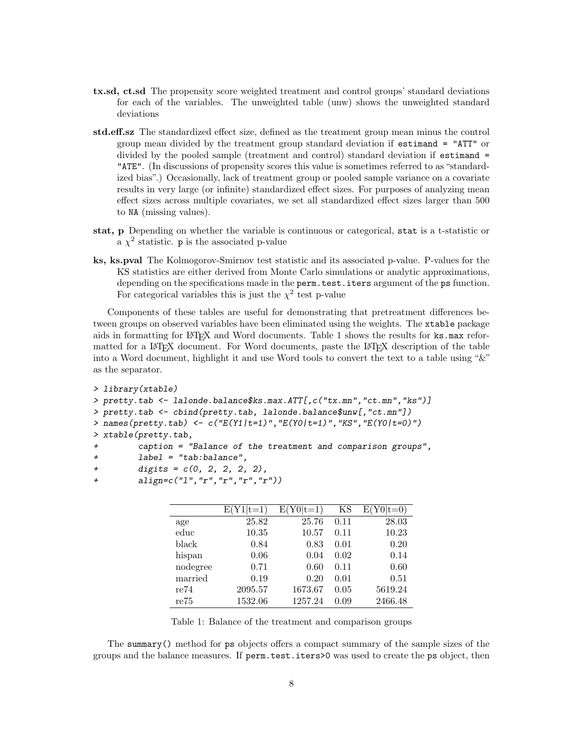**tx.sd, ct.sd** The propensity score weighted treatment and control groups' standard deviations for each of the variables. The unweighted table (unw) shows the unweighted standard deviations

**std.eff.sz** The standardized effect size, defined as the treatment group mean minus the control group mean divided by the treatment group standard deviation if `estimand = "ATT"` or divided by the pooled sample (treatment and control) standard deviation if `estimand = "ATE"`. (In discussions of propensity scores this value is sometimes referred to as "standardized bias".) Occasionally, lack of treatment group or pooled sample variance on a covariate results in very large (or infinite) standardized effect sizes. For purposes of analyzing mean effect sizes across multiple covariates, we set all standardized effect sizes larger than 500 to `NA` (missing values).

**stat, p** Depending on whether the variable is continuous or categorical, `stat` is a t-statistic or a $\chi^2$ statistic. `p` is the associated p-value

**ks, ks.pval** The Kolmogorov-Smirnov test statistic and its associated p-value. P-values for the KS statistics are either derived from Monte Carlo simulations or analytic approximations, depending on the specifications made in the `perm.test.iters` argument of the `ps` function. For categorical variables this is just the $\chi^2$ test p-value

Components of these tables are useful for demonstrating that pretreatment differences between groups on observed variables have been eliminated using the weights. The `xtable` package aids in formatting for LaTeX and Word documents. Table 1 shows the results for `ks.max` reformatted for a LaTeX document. For Word documents, paste the LaTeX description of the table into a Word document, highlight it and use Word tools to convert the text to a table using "&" as the separator.

```
> library(xtable)
> pretty.tab <- lalonde.balance$ks.max.ATT[,c("tx.mn","ct.mn","ks")]
> pretty.tab <- cbind(pretty.tab, lalonde.balance$unw[,"ct.mn"])
> names(pretty.tab) <- c("E(Y1|t=1)","E(Y0|t=1)","KS","E(Y0|t=0)")
> xtable(pretty.tab,
+        caption = "Balance of the treatment and comparison groups",
+        label = "tab:balance",
+        digits = c(0, 2, 2, 2, 2),
+        align=c("l","r","r","r","r"))
```

| | E(Y1\|t=1) | E(Y0\|t=1) | KS | E(Y0\|t=0) |
|---|---:|---:|---:|---:|
| age | 25.82 | 25.76 | 0.11 | 28.03 |
| educ | 10.35 | 10.57 | 0.11 | 10.23 |
| black | 0.84 | 0.83 | 0.01 | 0.20 |
| hispan | 0.06 | 0.04 | 0.02 | 0.14 |
| nodegree | 0.71 | 0.60 | 0.11 | 0.60 |
| married | 0.19 | 0.20 | 0.01 | 0.51 |
| re74 | 2095.57 | 1673.67 | 0.05 | 5619.24 |
| re75 | 1532.06 | 1257.24 | 0.09 | 2466.48 |

Table 1: Balance of the treatment and comparison groups

The `summary()` method for `ps` objects offers a compact summary of the sample sizes of the groups and the balance measures. If `perm.test.iters>0` was used to create the `ps` object, then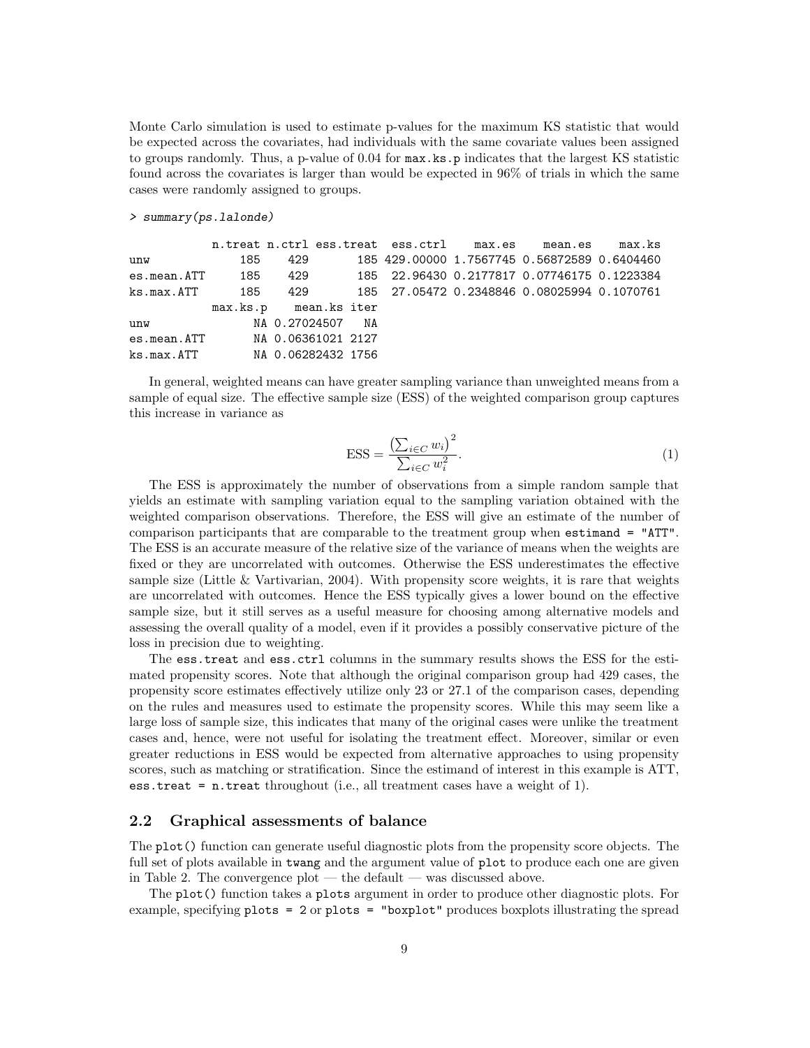Monte Carlo simulation is used to estimate p-values for the maximum KS statistic that would be expected across the covariates, had individuals with the same covariate values been assigned to groups randomly. Thus, a p-value of 0.04 for `max.ks.p` indicates that the largest KS statistic found across the covariates is larger than would be expected in 96% of trials in which the same cases were randomly assigned to groups.

```
> summary(ps.lalonde)

           n.treat n.ctrl ess.treat  ess.ctrl    max.es    mean.es    max.ks
unw            185    429       185 429.00000 1.7567745 0.56872589 0.6404460
es.mean.ATT    185    429       185  22.96430 0.2177817 0.07746175 0.1223384
ks.max.ATT     185    429       185  27.05472 0.2348846 0.08025994 0.1070761
           max.ks.p    mean.ks iter
unw              NA 0.27024507   NA
es.mean.ATT      NA 0.06361021 2127
ks.max.ATT       NA 0.06282432 1756
```

In general, weighted means can have greater sampling variance than unweighted means from a sample of equal size. The effective sample size (ESS) of the weighted comparison group captures this increase in variance as

$$\text{ESS} = \frac{\left(\sum_{i \in C} w_i\right)^2}{\sum_{i \in C} w_i^2}. \tag{1}$$

The ESS is approximately the number of observations from a simple random sample that yields an estimate with sampling variation equal to the sampling variation obtained with the weighted comparison observations. Therefore, the ESS will give an estimate of the number of comparison participants that are comparable to the treatment group when `estimand = "ATT"`. The ESS is an accurate measure of the relative size of the variance of means when the weights are fixed or they are uncorrelated with outcomes. Otherwise the ESS underestimates the effective sample size (Little & Vartivarian, 2004). With propensity score weights, it is rare that weights are uncorrelated with outcomes. Hence the ESS typically gives a lower bound on the effective sample size, but it still serves as a useful measure for choosing among alternative models and assessing the overall quality of a model, even if it provides a possibly conservative picture of the loss in precision due to weighting.

The `ess.treat` and `ess.ctrl` columns in the summary results shows the ESS for the estimated propensity scores. Note that although the original comparison group had 429 cases, the propensity score estimates effectively utilize only 23 or 27.1 of the comparison cases, depending on the rules and measures used to estimate the propensity scores. While this may seem like a large loss of sample size, this indicates that many of the original cases were unlike the treatment cases and, hence, were not useful for isolating the treatment effect. Moreover, similar or even greater reductions in ESS would be expected from alternative approaches to using propensity scores, such as matching or stratification. Since the estimand of interest in this example is ATT, `ess.treat = n.treat` throughout (i.e., all treatment cases have a weight of 1).

## 2.2 Graphical assessments of balance

The `plot()` function can generate useful diagnostic plots from the propensity score objects. The full set of plots available in `twang` and the argument value of `plot` to produce each one are given in Table 2. The convergence plot — the default — was discussed above.

The `plot()` function takes a `plots` argument in order to produce other diagnostic plots. For example, specifying `plots = 2` or `plots = "boxplot"` produces boxplots illustrating the spread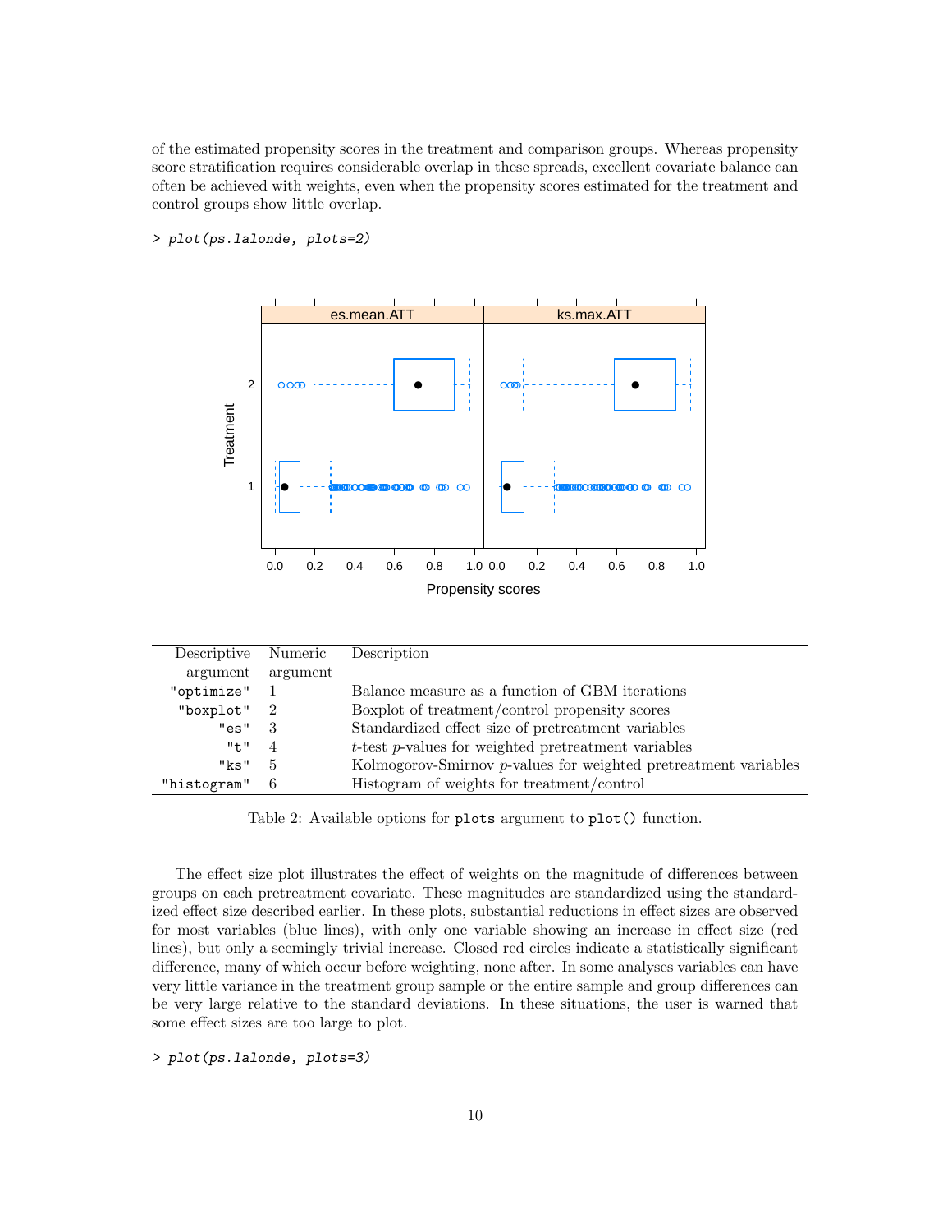of the estimated propensity scores in the treatment and comparison groups. Whereas propensity score stratification requires considerable overlap in these spreads, excellent covariate balance can often be achieved with weights, even when the propensity scores estimated for the treatment and control groups show little overlap.

```
> plot(ps.lalonde, plots=2)
```

es.mean.ATT

ks.max.ATT

Treatment

2

1

0.0 0.2 0.4 0.6 0.8 1.0 0.0 0.2 0.4 0.6 0.8 1.0

Propensity scores

| Descriptive argument | Numeric argument | Description |
|---|---|---|
| "optimize" | 1 | Balance measure as a function of GBM iterations |
| "boxplot" | 2 | Boxplot of treatment/control propensity scores |
| "es" | 3 | Standardized effect size of pretreatment variables |
| "t" | 4 | $t$-test $p$-values for weighted pretreatment variables |
| "ks" | 5 | Kolmogorov-Smirnov $p$-values for weighted pretreatment variables |
| "histogram" | 6 | Histogram of weights for treatment/control |

Table 2: Available options for `plots` argument to `plot()` function.

The effect size plot illustrates the effect of weights on the magnitude of differences between groups on each pretreatment covariate. These magnitudes are standardized using the standardized effect size described earlier. In these plots, substantial reductions in effect sizes are observed for most variables (blue lines), with only one variable showing an increase in effect size (red lines), but only a seemingly trivial increase. Closed red circles indicate a statistically significant difference, many of which occur before weighting, none after. In some analyses variables can have very little variance in the treatment group sample or the entire sample and group differences can be very large relative to the standard deviations. In these situations, the user is warned that some effect sizes are too large to plot.

```
> plot(ps.lalonde, plots=3)
```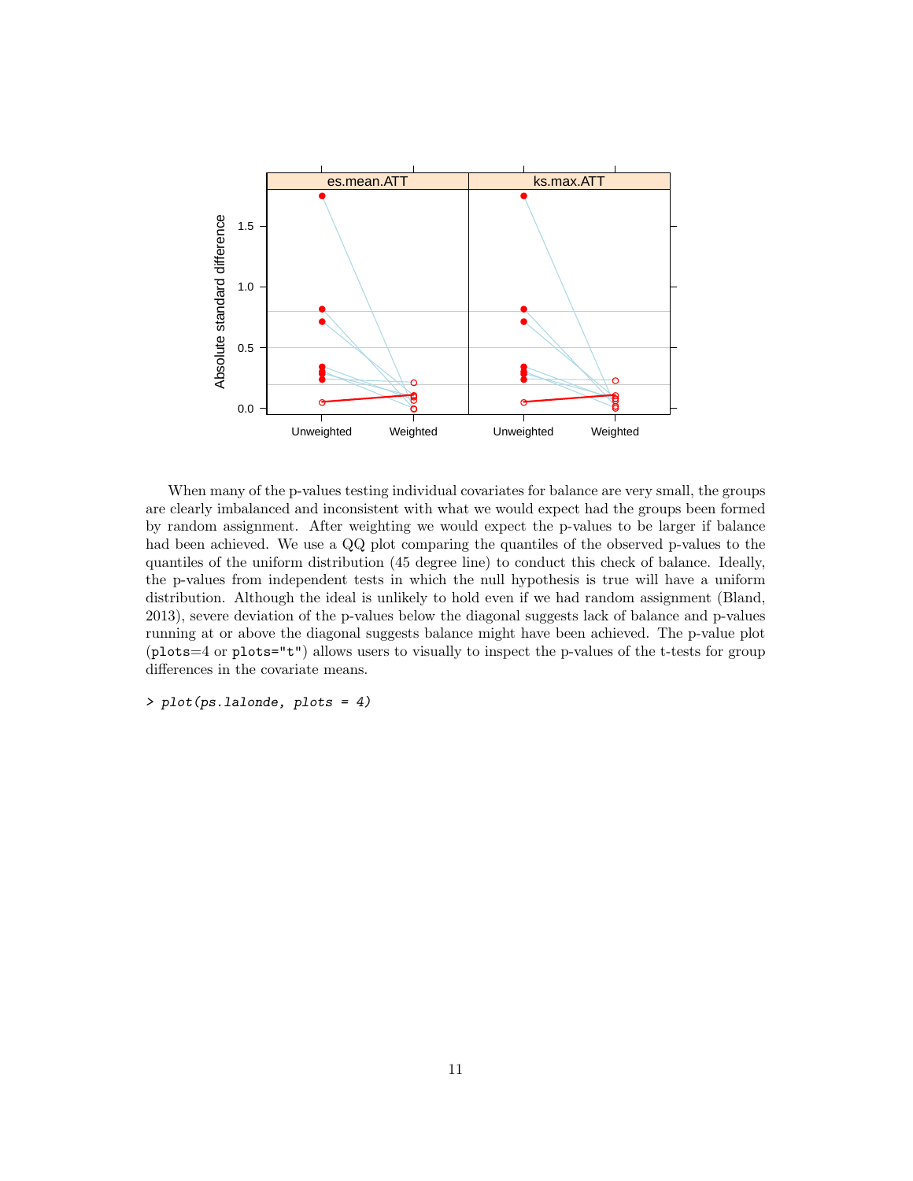es.mean.ATT

ks.max.ATT

Absolute standard difference

1.5

1.0

0.5

0.0

Unweighted

Weighted

Unweighted

Weighted

When many of the p-values testing individual covariates for balance are very small, the groups are clearly imbalanced and inconsistent with what we would expect had the groups been formed by random assignment. After weighting we would expect the p-values to be larger if balance had been achieved. We use a QQ plot comparing the quantiles of the observed p-values to the quantiles of the uniform distribution (45 degree line) to conduct this check of balance. Ideally, the p-values from independent tests in which the null hypothesis is true will have a uniform distribution. Although the ideal is unlikely to hold even if we had random assignment (Bland, 2013), severe deviation of the p-values below the diagonal suggests lack of balance and p-values running at or above the diagonal suggests balance might have been achieved. The p-value plot (`plots=4` or `plots="t"`) allows users to visually to inspect the p-values of the t-tests for group differences in the covariate means.

```
> plot(ps.lalonde, plots = 4)
```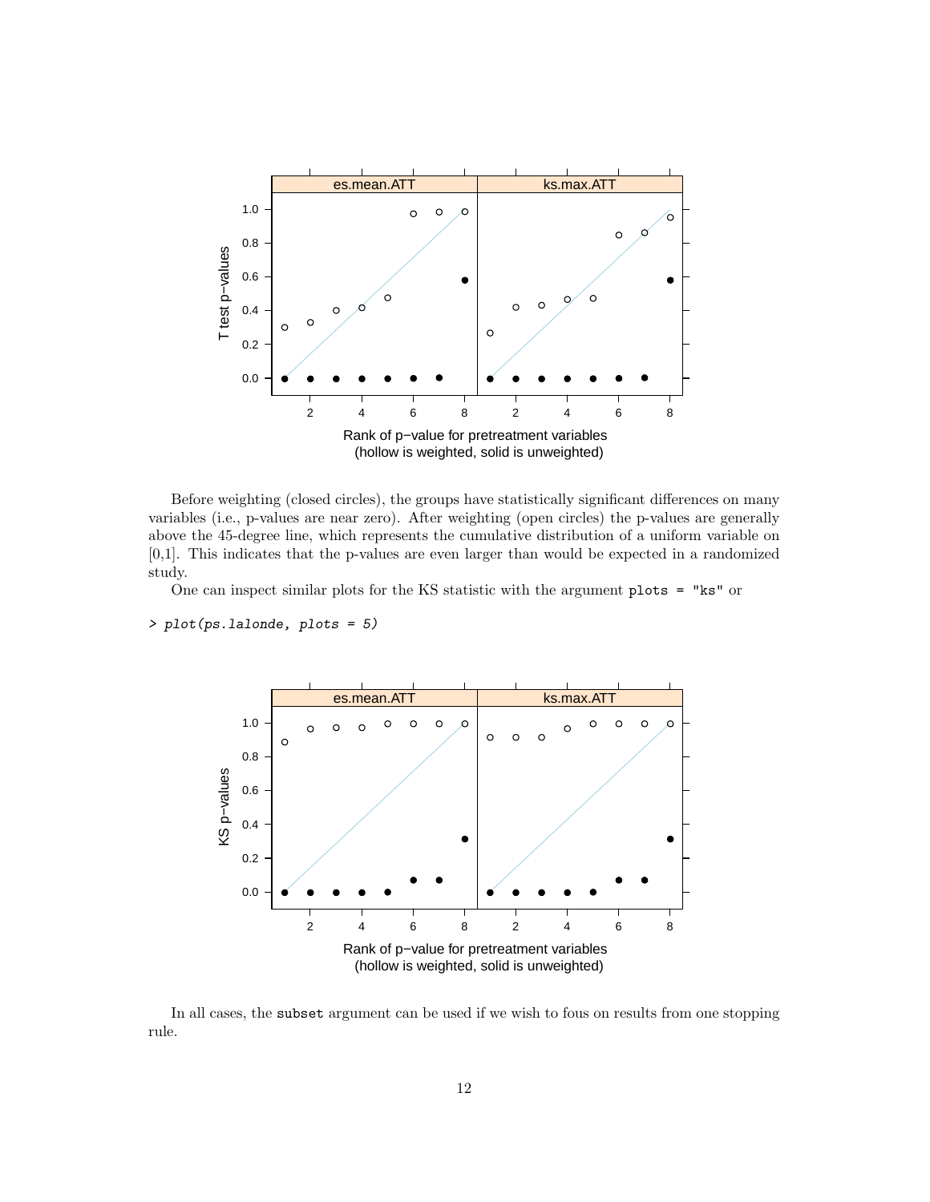es.mean.ATT

ks.max.ATT

T test p−values

1.0
0.8
0.6
0.4
0.2
0.0

2 4 6 8

Rank of p−value for pretreatment variables
(hollow is weighted, solid is unweighted)

Before weighting (closed circles), the groups have statistically significant differences on many variables (i.e., p-values are near zero). After weighting (open circles) the p-values are generally above the 45-degree line, which represents the cumulative distribution of a uniform variable on [0,1]. This indicates that the p-values are even larger than would be expected in a randomized study.

One can inspect similar plots for the KS statistic with the argument `plots = "ks"` or

```
> plot(ps.lalonde, plots = 5)
```

es.mean.ATT

ks.max.ATT

KS p−values

1.0
0.8
0.6
0.4
0.2
0.0

2 4 6 8

Rank of p−value for pretreatment variables
(hollow is weighted, solid is unweighted)

In all cases, the `subset` argument can be used if we wish to fous on results from one stopping rule.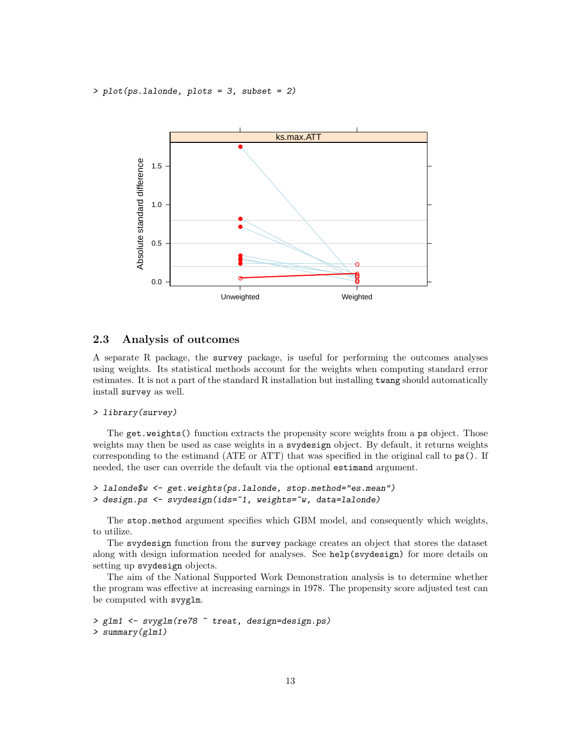```
> plot(ps.lalonde, plots = 3, subset = 2)
```

ks.max.ATT

Absolute standard difference

0.0

0.5

1.0

1.5

Unweighted

Weighted

## 2.3 Analysis of outcomes

A separate R package, the `survey` package, is useful for performing the outcomes analyses using weights. Its statistical methods account for the weights when computing standard error estimates. It is not a part of the standard R installation but installing `twang` should automatically install `survey` as well.

```
> library(survey)
```

The `get.weights()` function extracts the propensity score weights from a `ps` object. Those weights may then be used as case weights in a `svydesign` object. By default, it returns weights corresponding to the estimand (ATE or ATT) that was specified in the original call to `ps()`. If needed, the user can override the default via the optional `estimand` argument.

```
> lalonde$w <- get.weights(ps.lalonde, stop.method="es.mean")
> design.ps <- svydesign(ids=~1, weights=~w, data=lalonde)
```

The `stop.method` argument specifies which GBM model, and consequently which weights, to utilize.

The `svydesign` function from the `survey` package creates an object that stores the dataset along with design information needed for analyses. See `help(svydesign)` for more details on setting up `svydesign` objects.

The aim of the National Supported Work Demonstration analysis is to determine whether the program was effective at increasing earnings in 1978. The propensity score adjusted test can be computed with `svyglm`.

```
> glm1 <- svyglm(re78 ~ treat, design=design.ps)
> summary(glm1)
```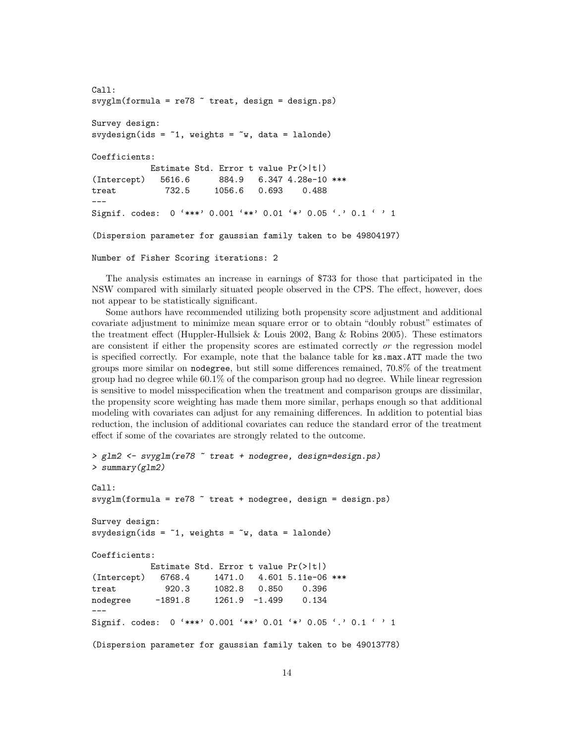```
Call:
svyglm(formula = re78 ~ treat, design = design.ps)

Survey design:
svydesign(ids = ~1, weights = ~w, data = lalonde)

Coefficients:
            Estimate Std. Error t value Pr(>|t|)    
(Intercept)   5616.6      884.9   6.347 4.28e-10 ***
treat          732.5     1056.6   0.693    0.488    
---
Signif. codes:  0 '***' 0.001 '**' 0.01 '*' 0.05 '.' 0.1 ' ' 1

(Dispersion parameter for gaussian family taken to be 49804197)

Number of Fisher Scoring iterations: 2
```

The analysis estimates an increase in earnings of $733 for those that participated in the NSW compared with similarly situated people observed in the CPS. The effect, however, does not appear to be statistically significant.

Some authors have recommended utilizing both propensity score adjustment and additional covariate adjustment to minimize mean square error or to obtain "doubly robust" estimates of the treatment effect (Huppler-Hullsiek & Louis 2002, Bang & Robins 2005). These estimators are consistent if either the propensity scores are estimated correctly *or* the regression model is specified correctly. For example, note that the balance table for `ks.max.ATT` made the two groups more similar on `nodegree`, but still some differences remained, 70.8% of the treatment group had no degree while 60.1% of the comparison group had no degree. While linear regression is sensitive to model misspecification when the treatment and comparison groups are dissimilar, the propensity score weighting has made them more similar, perhaps enough so that additional modeling with covariates can adjust for any remaining differences. In addition to potential bias reduction, the inclusion of additional covariates can reduce the standard error of the treatment effect if some of the covariates are strongly related to the outcome.

```
> glm2 <- svyglm(re78 ~ treat + nodegree, design=design.ps)
> summary(glm2)

Call:
svyglm(formula = re78 ~ treat + nodegree, design = design.ps)

Survey design:
svydesign(ids = ~1, weights = ~w, data = lalonde)

Coefficients:
            Estimate Std. Error t value Pr(>|t|)    
(Intercept)   6768.4     1471.0   4.601 5.11e-06 ***
treat          920.3     1082.8   0.850    0.396    
nodegree     -1891.8     1261.9  -1.499    0.134    
---
Signif. codes:  0 '***' 0.001 '**' 0.01 '*' 0.05 '.' 0.1 ' ' 1

(Dispersion parameter for gaussian family taken to be 49013778)
```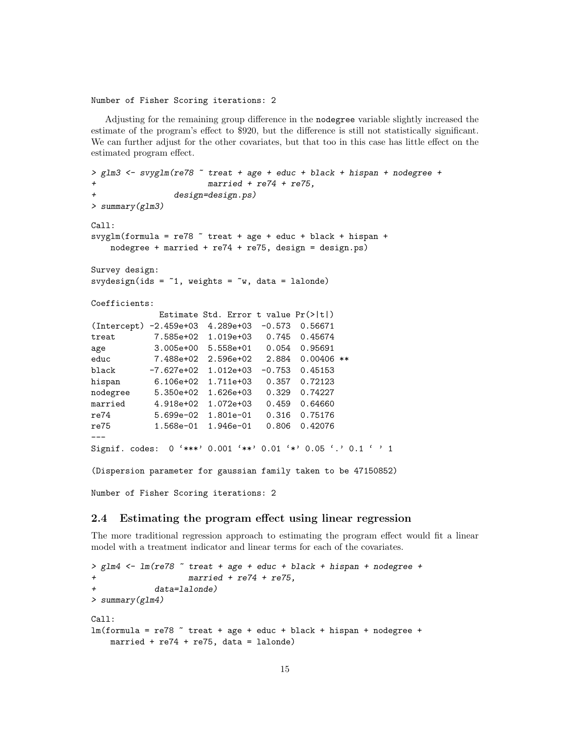```
Number of Fisher Scoring iterations: 2
```

Adjusting for the remaining group difference in the nodegree variable slightly increased the estimate of the program's effect to $920, but the difference is still not statistically significant. We can further adjust for the other covariates, but that too in this case has little effect on the estimated program effect.

```
> glm3 <- svyglm(re78 ~ treat + age + educ + black + hispan + nodegree +
+                    married + re74 + re75,
+                design=design.ps)
> summary(glm3)

Call:
svyglm(formula = re78 ~ treat + age + educ + black + hispan +
    nodegree + married + re74 + re75, design = design.ps)

Survey design:
svydesign(ids = ~1, weights = ~w, data = lalonde)

Coefficients:
             Estimate Std. Error t value Pr(>|t|)
(Intercept) -2.459e+03  4.289e+03  -0.573  0.56671
treat        7.585e+02  1.019e+03   0.745  0.45674
age          3.005e+00  5.558e+01   0.054  0.95691
educ         7.488e+02  2.596e+02   2.884  0.00406 **
black       -7.627e+02  1.012e+03  -0.753  0.45153
hispan       6.106e+02  1.711e+03   0.357  0.72123
nodegree     5.350e+02  1.626e+03   0.329  0.74227
married      4.918e+02  1.072e+03   0.459  0.64660
re74         5.699e-02  1.801e-01   0.316  0.75176
re75         1.568e-01  1.946e-01   0.806  0.42076
---
Signif. codes:  0 '***' 0.001 '**' 0.01 '*' 0.05 '.' 0.1 ' ' 1

(Dispersion parameter for gaussian family taken to be 47150852)

Number of Fisher Scoring iterations: 2
```

## 2.4 Estimating the program effect using linear regression

The more traditional regression approach to estimating the program effect would fit a linear model with a treatment indicator and linear terms for each of the covariates.

```
> glm4 <- lm(re78 ~ treat + age + educ + black + hispan + nodegree +
+                  married + re74 + re75,
+            data=lalonde)
> summary(glm4)

Call:
lm(formula = re78 ~ treat + age + educ + black + hispan + nodegree +
    married + re74 + re75, data = lalonde)
```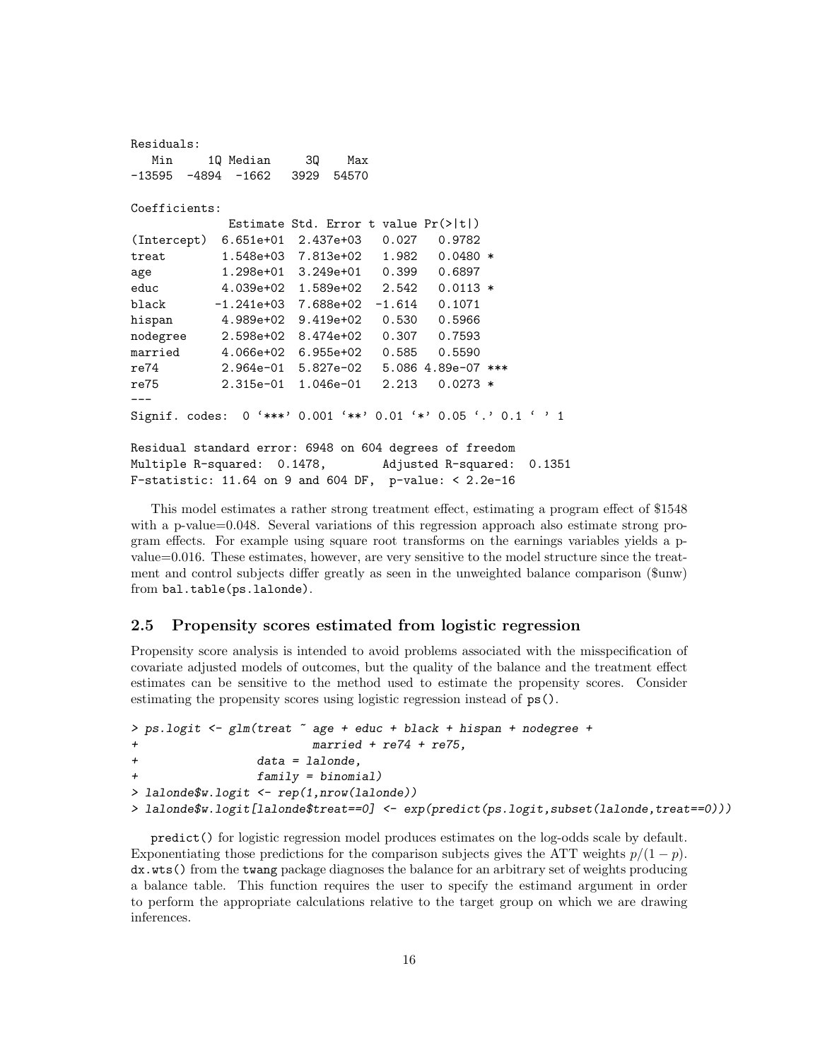```
Residuals:
   Min     1Q Median     3Q    Max
-13595  -4894  -1662   3929  54570

Coefficients:
             Estimate Std. Error t value Pr(>|t|)
(Intercept)  6.651e+01  2.437e+03   0.027   0.9782
treat        1.548e+03  7.813e+02   1.982   0.0480 *
age          1.298e+01  3.249e+01   0.399   0.6897
educ         4.039e+02  1.589e+02   2.542   0.0113 *
black       -1.241e+03  7.688e+02  -1.614   0.1071
hispan       4.989e+02  9.419e+02   0.530   0.5966
nodegree     2.598e+02  8.474e+02   0.307   0.7593
married      4.066e+02  6.955e+02   0.585   0.5590
re74         2.964e-01  5.827e-02   5.086 4.89e-07 ***
re75         2.315e-01  1.046e-01   2.213   0.0273 *
---
Signif. codes:  0 '***' 0.001 '**' 0.01 '*' 0.05 '.' 0.1 ' ' 1

Residual standard error: 6948 on 604 degrees of freedom
Multiple R-squared:  0.1478,	Adjusted R-squared:  0.1351
F-statistic: 11.64 on 9 and 604 DF,  p-value: < 2.2e-16
```

This model estimates a rather strong treatment effect, estimating a program effect of $1548 with a p-value=0.048. Several variations of this regression approach also estimate strong program effects. For example using square root transforms on the earnings variables yields a p-value=0.016. These estimates, however, are very sensitive to the model structure since the treatment and control subjects differ greatly as seen in the unweighted balance comparison ($unw) from `bal.table(ps.lalonde)`.

## 2.5 Propensity scores estimated from logistic regression

Propensity score analysis is intended to avoid problems associated with the misspecification of covariate adjusted models of outcomes, but the quality of the balance and the treatment effect estimates can be sensitive to the method used to estimate the propensity scores. Consider estimating the propensity scores using logistic regression instead of `ps()`.

```
> ps.logit <- glm(treat ~ age + educ + black + hispan + nodegree +
+                         married + re74 + re75,
+                 data = lalonde,
+                 family = binomial)
> lalonde$w.logit <- rep(1,nrow(lalonde))
> lalonde$w.logit[lalonde$treat==0] <- exp(predict(ps.logit,subset(lalonde,treat==0)))
```

`predict()` for logistic regression model produces estimates on the log-odds scale by default. Exponentiating those predictions for the comparison subjects gives the ATT weights $p/(1-p)$. `dx.wts()` from the `twang` package diagnoses the balance for an arbitrary set of weights producing a balance table. This function requires the user to specify the estimand argument in order to perform the appropriate calculations relative to the target group on which we are drawing inferences.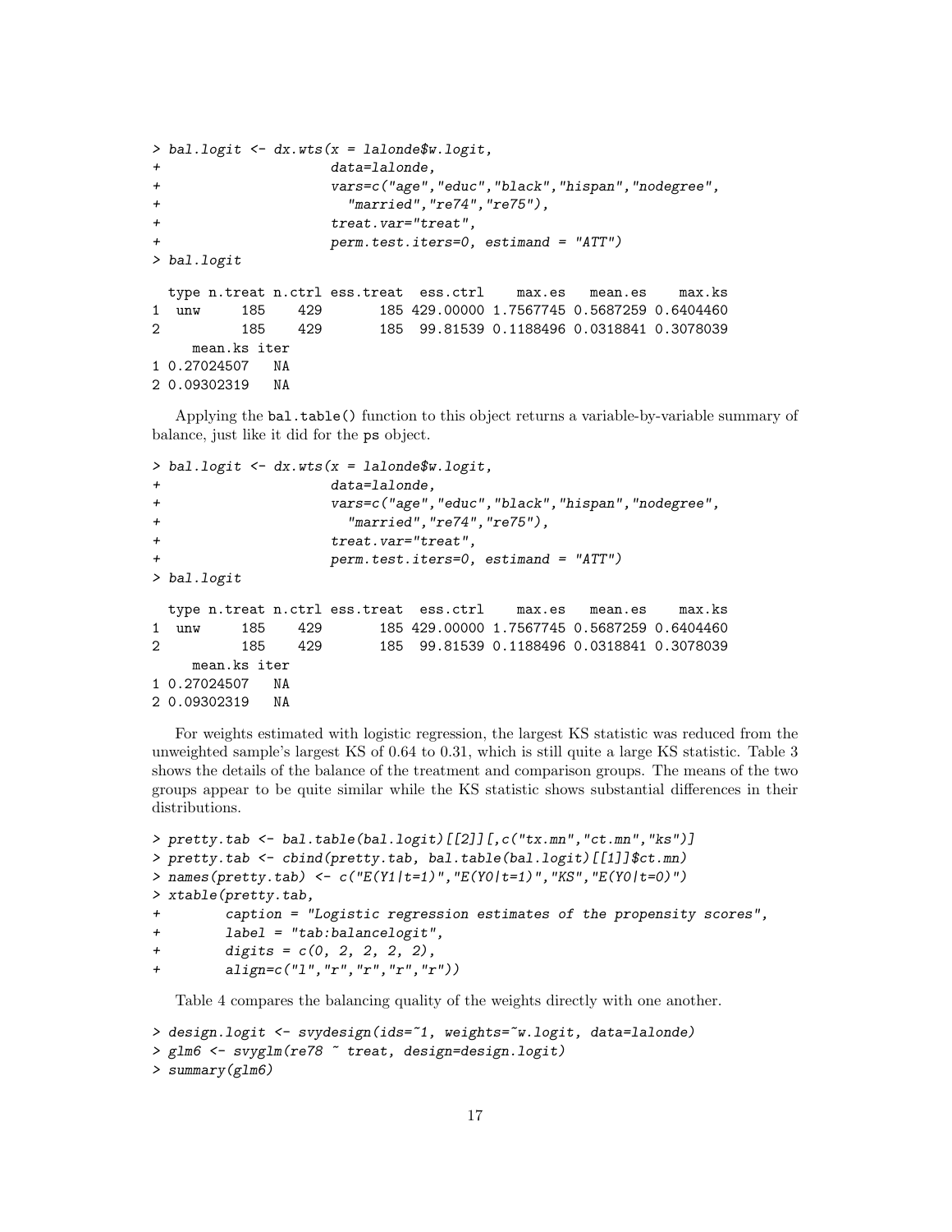```
> bal.logit <- dx.wts(x = lalonde$w.logit,
+                     data=lalonde,
+                     vars=c("age","educ","black","hispan","nodegree",
+                       "married","re74","re75"),
+                     treat.var="treat",
+                     perm.test.iters=0, estimand = "ATT")
> bal.logit

  type n.treat n.ctrl ess.treat  ess.ctrl    max.es   mean.es    max.ks
1  unw     185    429       185 429.00000 1.7567745 0.5687259 0.6404460
2          185    429       185  99.81539 0.1188496 0.0318841 0.3078039
     mean.ks iter
1 0.27024507   NA
2 0.09302319   NA
```

Applying the `bal.table()` function to this object returns a variable-by-variable summary of balance, just like it did for the `ps` object.

```
> bal.logit <- dx.wts(x = lalonde$w.logit,
+                     data=lalonde,
+                     vars=c("age","educ","black","hispan","nodegree",
+                       "married","re74","re75"),
+                     treat.var="treat",
+                     perm.test.iters=0, estimand = "ATT")
> bal.logit

  type n.treat n.ctrl ess.treat  ess.ctrl    max.es   mean.es    max.ks
1  unw     185    429       185 429.00000 1.7567745 0.5687259 0.6404460
2          185    429       185  99.81539 0.1188496 0.0318841 0.3078039
     mean.ks iter
1 0.27024507   NA
2 0.09302319   NA
```

For weights estimated with logistic regression, the largest KS statistic was reduced from the unweighted sample's largest KS of 0.64 to 0.31, which is still quite a large KS statistic. Table 3 shows the details of the balance of the treatment and comparison groups. The means of the two groups appear to be quite similar while the KS statistic shows substantial differences in their distributions.

```
> pretty.tab <- bal.table(bal.logit)[[2]][,c("tx.mn","ct.mn","ks")]
> pretty.tab <- cbind(pretty.tab, bal.table(bal.logit)[[1]]$ct.mn)
> names(pretty.tab) <- c("E(Y1|t=1)","E(Y0|t=1)","KS","E(Y0|t=0)")
> xtable(pretty.tab,
+        caption = "Logistic regression estimates of the propensity scores",
+        label = "tab:balancelogit",
+        digits = c(0, 2, 2, 2, 2),
+        align=c("l","r","r","r","r"))
```

Table 4 compares the balancing quality of the weights directly with one another.

```
> design.logit <- svydesign(ids=~1, weights=~w.logit, data=lalonde)
> glm6 <- svyglm(re78 ~ treat, design=design.logit)
> summary(glm6)
```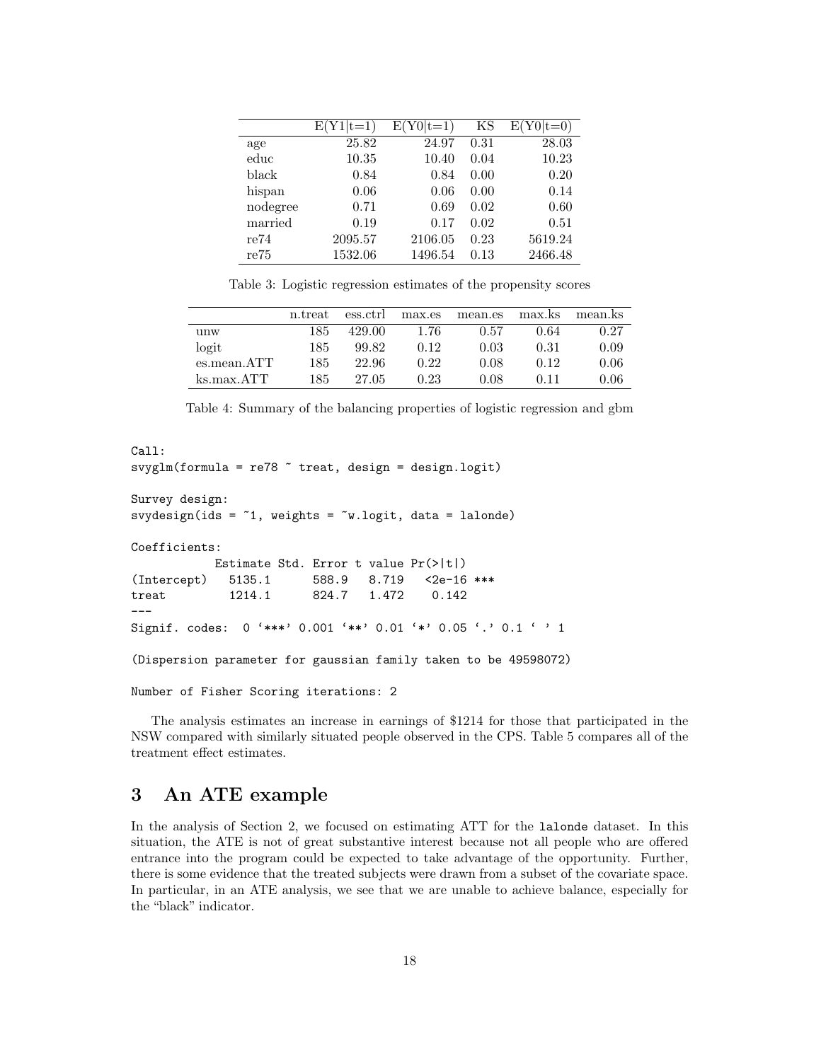| | E(Y1\|t=1) | E(Y0\|t=1) | KS | E(Y0\|t=0) |
|---|---|---|---|---|
| age | 25.82 | 24.97 | 0.31 | 28.03 |
| educ | 10.35 | 10.40 | 0.04 | 10.23 |
| black | 0.84 | 0.84 | 0.00 | 0.20 |
| hispan | 0.06 | 0.06 | 0.00 | 0.14 |
| nodegree | 0.71 | 0.69 | 0.02 | 0.60 |
| married | 0.19 | 0.17 | 0.02 | 0.51 |
| re74 | 2095.57 | 2106.05 | 0.23 | 5619.24 |
| re75 | 1532.06 | 1496.54 | 0.13 | 2466.48 |

Table 3: Logistic regression estimates of the propensity scores

| | n.treat | ess.ctrl | max.es | mean.es | max.ks | mean.ks |
|---|---|---|---|---|---|---|
| unw | 185 | 429.00 | 1.76 | 0.57 | 0.64 | 0.27 |
| logit | 185 | 99.82 | 0.12 | 0.03 | 0.31 | 0.09 |
| es.mean.ATT | 185 | 22.96 | 0.22 | 0.08 | 0.12 | 0.06 |
| ks.max.ATT | 185 | 27.05 | 0.23 | 0.08 | 0.11 | 0.06 |

Table 4: Summary of the balancing properties of logistic regression and gbm

```
Call:
svyglm(formula = re78 ~ treat, design = design.logit)

Survey design:
svydesign(ids = ~1, weights = ~w.logit, data = lalonde)

Coefficients:
            Estimate Std. Error t value Pr(>|t|)
(Intercept)   5135.1      588.9   8.719   <2e-16 ***
treat         1214.1      824.7   1.472    0.142
---
Signif. codes:  0 '***' 0.001 '**' 0.01 '*' 0.05 '.' 0.1 ' ' 1

(Dispersion parameter for gaussian family taken to be 49598072)

Number of Fisher Scoring iterations: 2
```

The analysis estimates an increase in earnings of $1214 for those that participated in the NSW compared with similarly situated people observed in the CPS. Table 5 compares all of the treatment effect estimates.

## 3 An ATE example

In the analysis of Section 2, we focused on estimating ATT for the `lalonde` dataset. In this situation, the ATE is not of great substantive interest because not all people who are offered entrance into the program could be expected to take advantage of the opportunity. Further, there is some evidence that the treated subjects were drawn from a subset of the covariate space. In particular, in an ATE analysis, we see that we are unable to achieve balance, especially for the "black" indicator.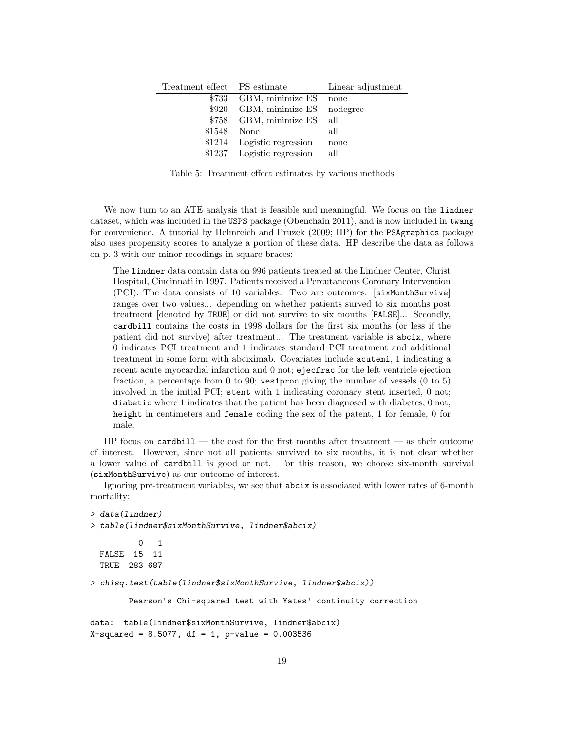| Treatment effect | PS estimate | Linear adjustment |
|---|---|---|
| $733 | GBM, minimize ES | none |
| $920 | GBM, minimize ES | nodegree |
| $758 | GBM, minimize ES | all |
| $1548 | None | all |
| $1214 | Logistic regression | none |
| $1237 | Logistic regression | all |

Table 5: Treatment effect estimates by various methods

We now turn to an ATE analysis that is feasible and meaningful. We focus on the `lindner` dataset, which was included in the `USPS` package (Obenchain 2011), and is now included in `twang` for convenience. A tutorial by Helmreich and Pruzek (2009; HP) for the `PSAgraphics` package also uses propensity scores to analyze a portion of these data. HP describe the data as follows on p. 3 with our minor recodings in square braces:

> The `lindner` data contain data on 996 patients treated at the Lindner Center, Christ Hospital, Cincinnati in 1997. Patients received a Percutaneous Coronary Intervention (PCI). The data consists of 10 variables. Two are outcomes: [`sixMonthSurvive`] ranges over two values... depending on whether patients surved to six months post treatment [denoted by `TRUE`] or did not survive to six months [`FALSE`]... Secondly, `cardbill` contains the costs in 1998 dollars for the first six months (or less if the patient did not survive) after treatment... The treatment variable is `abcix`, where 0 indicates PCI treatment and 1 indicates standard PCI treatment and additional treatment in some form with abciximab. Covariates include `acutemi`, 1 indicating a recent acute myocardial infarction and 0 not; `ejecfrac` for the left ventricle ejection fraction, a percentage from 0 to 90; `ves1proc` giving the number of vessels (0 to 5) involved in the initial PCI; `stent` with 1 indicating coronary stent inserted, 0 not; `diabetic` where 1 indicates that the patient has been diagnosed with diabetes, 0 not; `height` in centimeters and `female` coding the sex of the patent, 1 for female, 0 for male.

HP focus on `cardbill` — the cost for the first months after treatment — as their outcome of interest. However, since not all patients survived to six months, it is not clear whether a lower value of `cardbill` is good or not. For this reason, we choose six-month survival (`sixMonthSurvive`) as our outcome of interest.

Ignoring pre-treatment variables, we see that `abcix` is associated with lower rates of 6-month mortality:

```
> data(lindner)
> table(lindner$sixMonthSurvive, lindner$abcix)

          0   1
  FALSE  15  11
  TRUE  283 687

> chisq.test(table(lindner$sixMonthSurvive, lindner$abcix))

        Pearson's Chi-squared test with Yates' continuity correction

data:  table(lindner$sixMonthSurvive, lindner$abcix)
X-squared = 8.5077, df = 1, p-value = 0.003536
```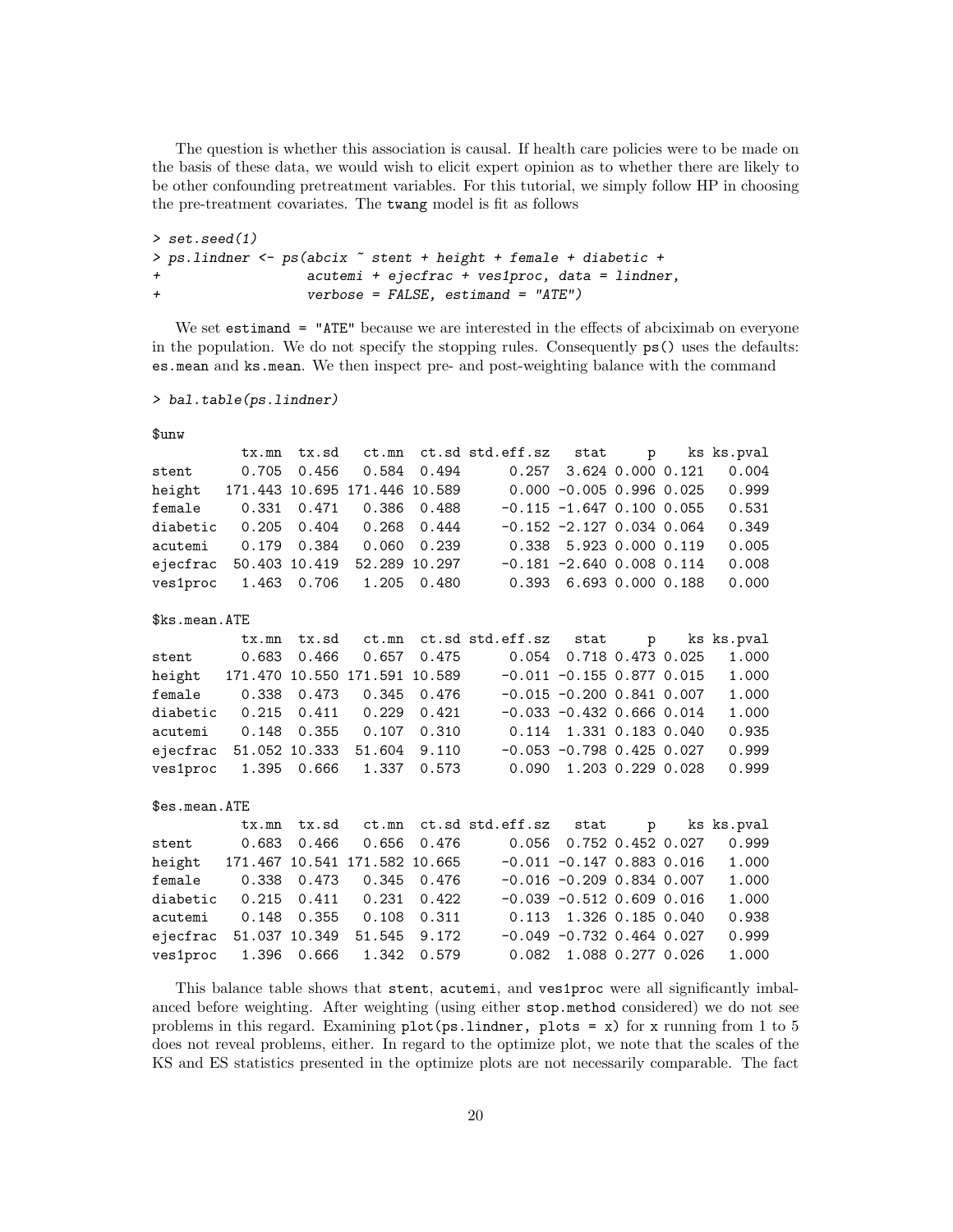The question is whether this association is causal. If health care policies were to be made on the basis of these data, we would wish to elicit expert opinion as to whether there are likely to be other confounding pretreatment variables. For this tutorial, we simply follow HP in choosing the pre-treatment covariates. The twang model is fit as follows

```
> set.seed(1)
> ps.lindner <- ps(abcix ~ stent + height + female + diabetic +
+                   acutemi + ejecfrac + ves1proc, data = lindner,
+                   verbose = FALSE, estimand = "ATE")
```

We set estimand = "ATE" because we are interested in the effects of abciximab on everyone in the population. We do not specify the stopping rules. Consequently ps() uses the defaults: es.mean and ks.mean. We then inspect pre- and post-weighting balance with the command

```
> bal.table(ps.lindner)
```

```
$unw
           tx.mn  tx.sd   ct.mn  ct.sd std.eff.sz   stat     p    ks ks.pval
stent      0.705  0.456   0.584  0.494      0.257  3.624 0.000 0.121   0.004
height   171.443 10.695 171.446 10.589      0.000 -0.005 0.996 0.025   0.999
female     0.331  0.471   0.386  0.488     -0.115 -1.647 0.100 0.055   0.531
diabetic   0.205  0.404   0.268  0.444     -0.152 -2.127 0.034 0.064   0.349
acutemi    0.179  0.384   0.060  0.239      0.338  5.923 0.000 0.119   0.005
ejecfrac  50.403 10.419  52.289 10.297     -0.181 -2.640 0.008 0.114   0.008
ves1proc   1.463  0.706   1.205  0.480      0.393  6.693 0.000 0.188   0.000

$ks.mean.ATE
           tx.mn  tx.sd   ct.mn  ct.sd std.eff.sz   stat     p    ks ks.pval
stent      0.683  0.466   0.657  0.475      0.054  0.718 0.473 0.025   1.000
height   171.470 10.550 171.591 10.589     -0.011 -0.155 0.877 0.015   1.000
female     0.338  0.473   0.345  0.476     -0.015 -0.200 0.841 0.007   1.000
diabetic   0.215  0.411   0.229  0.421     -0.033 -0.432 0.666 0.014   1.000
acutemi    0.148  0.355   0.107  0.310      0.114  1.331 0.183 0.040   0.935
ejecfrac  51.052 10.333  51.604  9.110     -0.053 -0.798 0.425 0.027   0.999
ves1proc   1.395  0.666   1.337  0.573      0.090  1.203 0.229 0.028   0.999

$es.mean.ATE
           tx.mn  tx.sd   ct.mn  ct.sd std.eff.sz   stat     p    ks ks.pval
stent      0.683  0.466   0.656  0.476      0.056  0.752 0.452 0.027   0.999
height   171.467 10.541 171.582 10.665     -0.011 -0.147 0.883 0.016   1.000
female     0.338  0.473   0.345  0.476     -0.016 -0.209 0.834 0.007   1.000
diabetic   0.215  0.411   0.231  0.422     -0.039 -0.512 0.609 0.016   1.000
acutemi    0.148  0.355   0.108  0.311      0.113  1.326 0.185 0.040   0.938
ejecfrac  51.037 10.349  51.545  9.172     -0.049 -0.732 0.464 0.027   0.999
ves1proc   1.396  0.666   1.342  0.579      0.082  1.088 0.277 0.026   1.000
```

This balance table shows that stent, acutemi, and ves1proc were all significantly imbalanced before weighting. After weighting (using either stop.method considered) we do not see problems in this regard. Examining plot(ps.lindner, plots = x) for x running from 1 to 5 does not reveal problems, either. In regard to the optimize plot, we note that the scales of the KS and ES statistics presented in the optimize plots are not necessarily comparable. The fact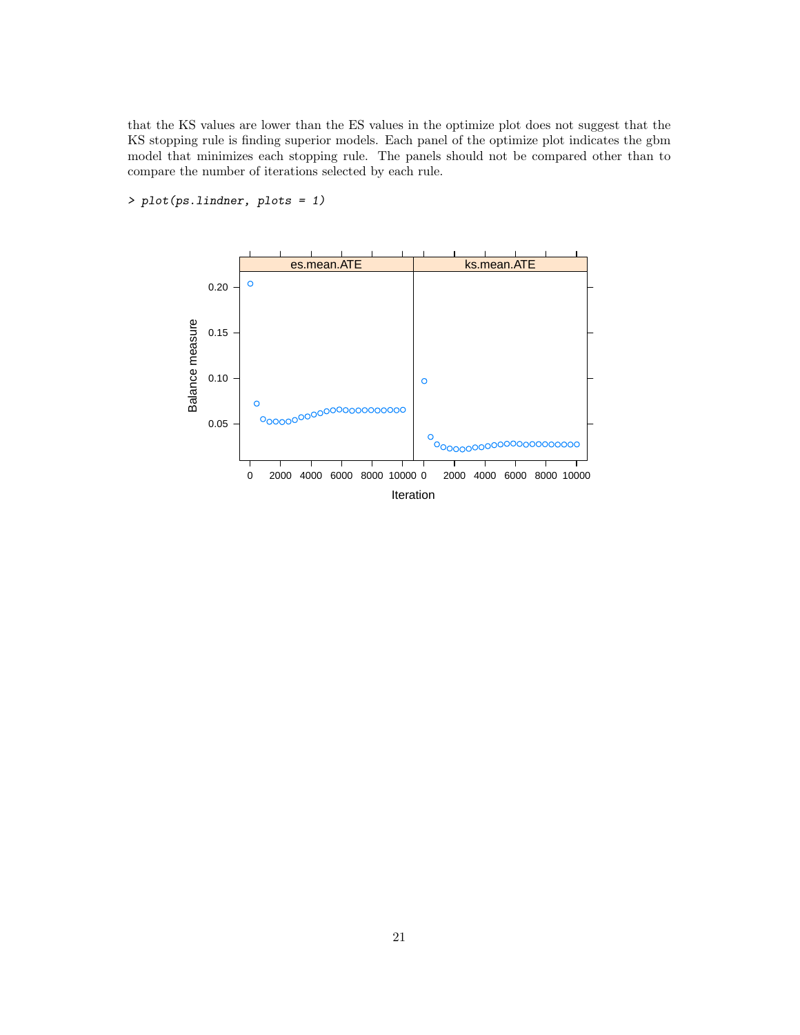that the KS values are lower than the ES values in the optimize plot does not suggest that the KS stopping rule is finding superior models. Each panel of the optimize plot indicates the gbm model that minimizes each stopping rule. The panels should not be compared other than to compare the number of iterations selected by each rule.

```
> plot(ps.lindner, plots = 1)
```

es.mean.ATE

ks.mean.ATE

Balance measure

0.20

0.15

0.10

0.05

0 2000 4000 6000 8000 10000

0 2000 4000 6000 8000 10000

Iteration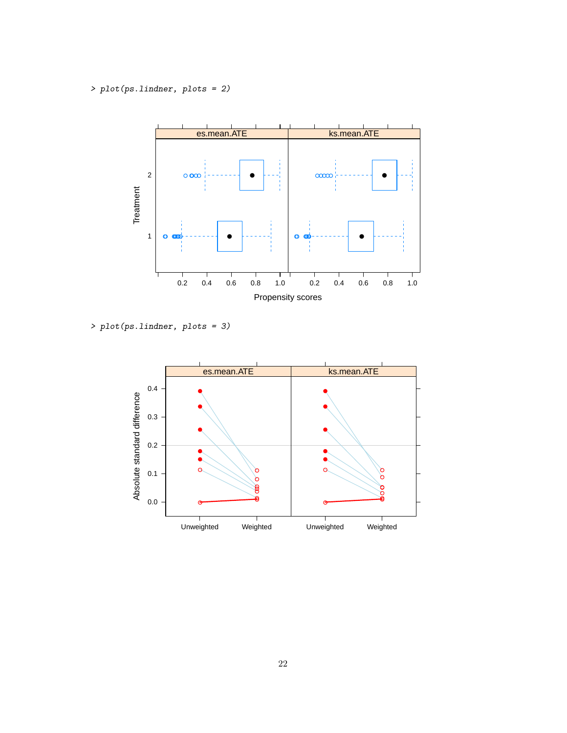```
> plot(ps.lindner, plots = 2)
```

es.mean.ATE

ks.mean.ATE

Treatment

2

1

0.2 0.4 0.6 0.8 1.0

0.2 0.4 0.6 0.8 1.0

Propensity scores

```
> plot(ps.lindner, plots = 3)
```

es.mean.ATE

ks.mean.ATE

Absolute standard difference

0.4

0.3

0.2

0.1

0.0

Unweighted Weighted

Unweighted Weighted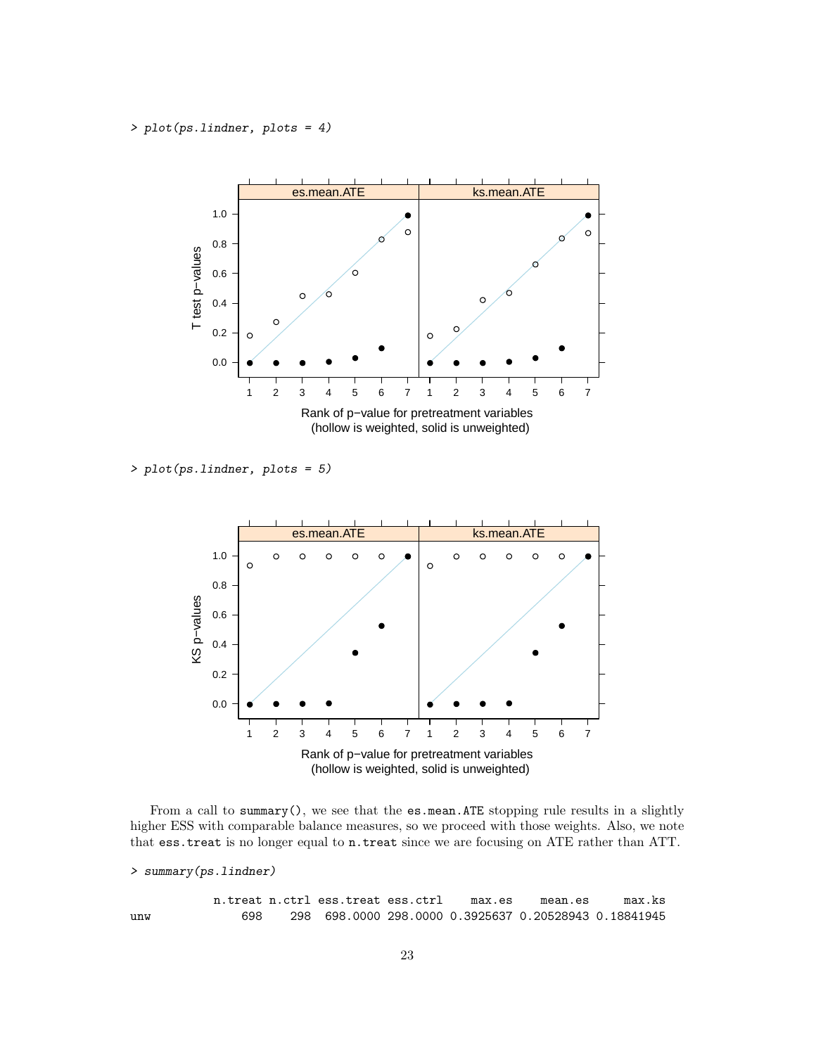```
> plot(ps.lindner, plots = 4)
```

es.mean.ATE
ks.mean.ATE
T test p−values
1.0
0.8
0.6
0.4
0.2
0.0
1 2 3 4 5 6 7 1 2 3 4 5 6 7
Rank of p−value for pretreatment variables
(hollow is weighted, solid is unweighted)

```
> plot(ps.lindner, plots = 5)
```

es.mean.ATE
ks.mean.ATE
KS p−values
1.0
0.8
0.6
0.4
0.2
0.0
1 2 3 4 5 6 7 1 2 3 4 5 6 7
Rank of p−value for pretreatment variables
(hollow is weighted, solid is unweighted)

From a call to `summary()`, we see that the `es.mean.ATE` stopping rule results in a slightly higher ESS with comparable balance measures, so we proceed with those weights. Also, we note that `ess.treat` is no longer equal to `n.treat` since we are focusing on ATE rather than ATT.

```
> summary(ps.lindner)

            n.treat n.ctrl ess.treat ess.ctrl    max.es     mean.es     max.ks
unw             698    298  698.0000 298.0000 0.3925637 0.20528943 0.18841945
```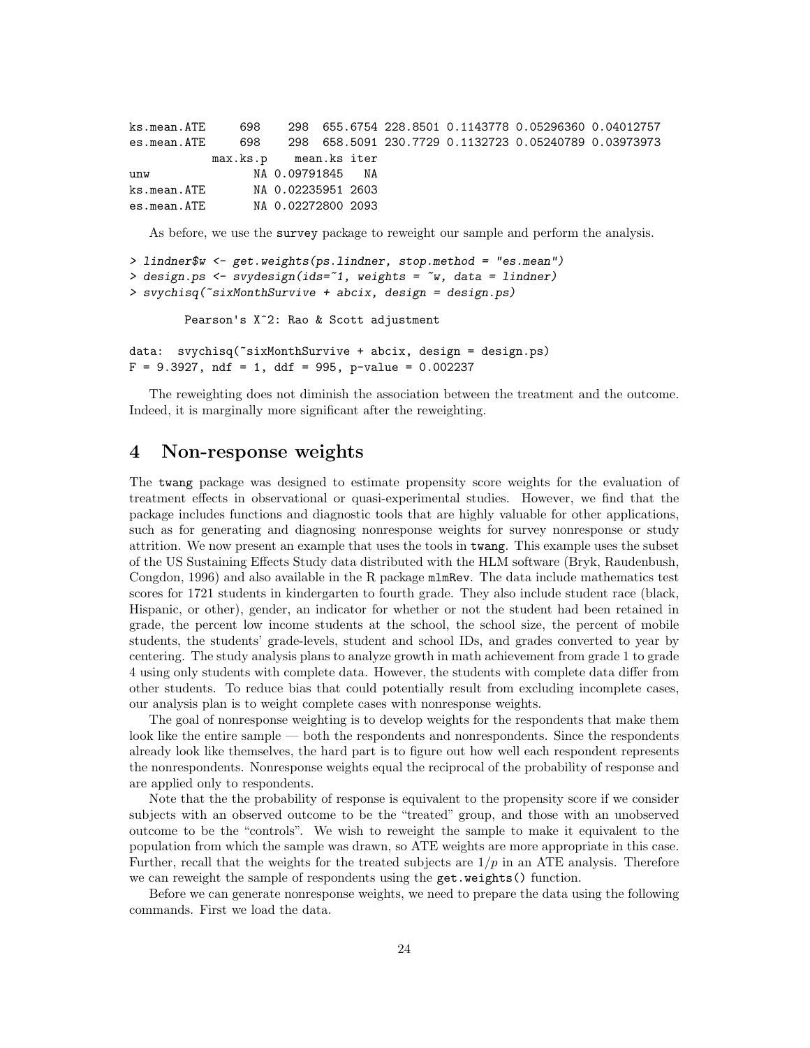```
ks.mean.ATE     698    298  655.6754 228.8501 0.1143778 0.05296360 0.04012757
es.mean.ATE     698    298  658.5091 230.7729 0.1132723 0.05240789 0.03973973
            max.ks.p    mean.ks iter
unw               NA 0.09791845   NA
ks.mean.ATE       NA 0.02235951 2603
es.mean.ATE       NA 0.02272800 2093
```

As before, we use the survey package to reweight our sample and perform the analysis.

```
> lindner$w <- get.weights(ps.lindner, stop.method = "es.mean")
> design.ps <- svydesign(ids=~1, weights = ~w, data = lindner)
> svychisq(~sixMonthSurvive + abcix, design = design.ps)

        Pearson's X^2: Rao & Scott adjustment

data:  svychisq(~sixMonthSurvive + abcix, design = design.ps)
F = 9.3927, ndf = 1, ddf = 995, p-value = 0.002237
```

The reweighting does not diminish the association between the treatment and the outcome. Indeed, it is marginally more significant after the reweighting.

## 4 Non-response weights

The twang package was designed to estimate propensity score weights for the evaluation of treatment effects in observational or quasi-experimental studies. However, we find that the package includes functions and diagnostic tools that are highly valuable for other applications, such as for generating and diagnosing nonresponse weights for survey nonresponse or study attrition. We now present an example that uses the tools in twang. This example uses the subset of the US Sustaining Effects Study data distributed with the HLM software (Bryk, Raudenbush, Congdon, 1996) and also available in the R package mlmRev. The data include mathematics test scores for 1721 students in kindergarten to fourth grade. They also include student race (black, Hispanic, or other), gender, an indicator for whether or not the student had been retained in grade, the percent low income students at the school, the school size, the percent of mobile students, the students' grade-levels, student and school IDs, and grades converted to year by centering. The study analysis plans to analyze growth in math achievement from grade 1 to grade 4 using only students with complete data. However, the students with complete data differ from other students. To reduce bias that could potentially result from excluding incomplete cases, our analysis plan is to weight complete cases with nonresponse weights.

The goal of nonresponse weighting is to develop weights for the respondents that make them look like the entire sample — both the respondents and nonrespondents. Since the respondents already look like themselves, the hard part is to figure out how well each respondent represents the nonrespondents. Nonresponse weights equal the reciprocal of the probability of response and are applied only to respondents.

Note that the the probability of response is equivalent to the propensity score if we consider subjects with an observed outcome to be the "treated" group, and those with an unobserved outcome to be the "controls". We wish to reweight the sample to make it equivalent to the population from which the sample was drawn, so ATE weights are more appropriate in this case. Further, recall that the weights for the treated subjects are $1/p$ in an ATE analysis. Therefore we can reweight the sample of respondents using the get.weights() function.

Before we can generate nonresponse weights, we need to prepare the data using the following commands. First we load the data.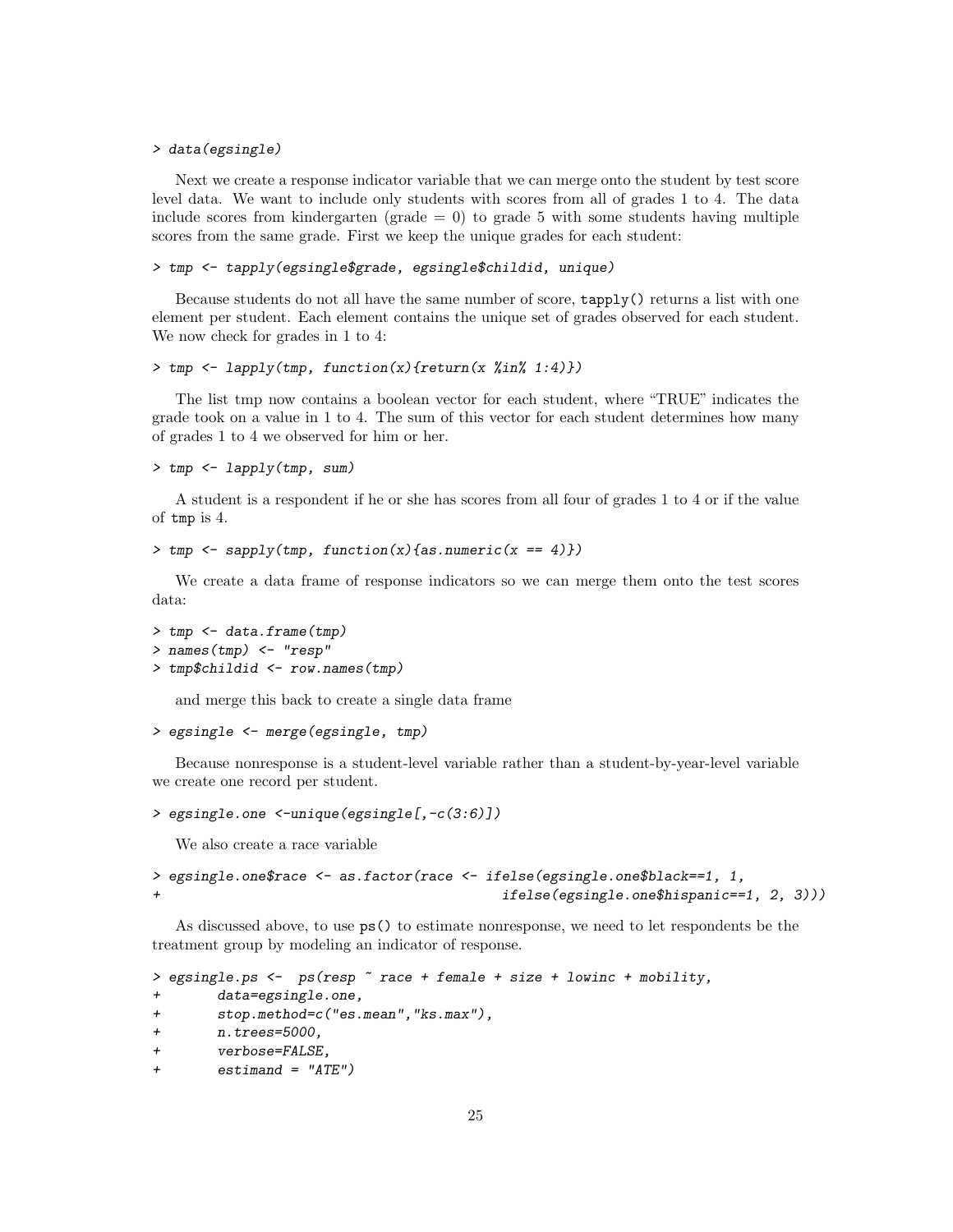```
> data(egsingle)
```

Next we create a response indicator variable that we can merge onto the student by test score level data. We want to include only students with scores from all of grades 1 to 4. The data include scores from kindergarten (grade = 0) to grade 5 with some students having multiple scores from the same grade. First we keep the unique grades for each student:

```
> tmp <- tapply(egsingle$grade, egsingle$childid, unique)
```

Because students do not all have the same number of score, `tapply()` returns a list with one element per student. Each element contains the unique set of grades observed for each student. We now check for grades in 1 to 4:

```
> tmp <- lapply(tmp, function(x){return(x %in% 1:4)})
```

The list tmp now contains a boolean vector for each student, where "TRUE" indicates the grade took on a value in 1 to 4. The sum of this vector for each student determines how many of grades 1 to 4 we observed for him or her.

```
> tmp <- lapply(tmp, sum)
```

A student is a respondent if he or she has scores from all four of grades 1 to 4 or if the value of `tmp` is 4.

```
> tmp <- sapply(tmp, function(x){as.numeric(x == 4)})
```

We create a data frame of response indicators so we can merge them onto the test scores data:

```
> tmp <- data.frame(tmp)
> names(tmp) <- "resp"
> tmp$childid <- row.names(tmp)
```

and merge this back to create a single data frame

```
> egsingle <- merge(egsingle, tmp)
```

Because nonresponse is a student-level variable rather than a student-by-year-level variable we create one record per student.

```
> egsingle.one <-unique(egsingle[,-c(3:6)])
```

We also create a race variable

```
> egsingle.one$race <- as.factor(race <- ifelse(egsingle.one$black==1, 1,
+                                         ifelse(egsingle.one$hispanic==1, 2, 3)))
```

As discussed above, to use `ps()` to estimate nonresponse, we need to let respondents be the treatment group by modeling an indicator of response.

```
> egsingle.ps <-  ps(resp ~ race + female + size + lowinc + mobility,
+       data=egsingle.one,
+       stop.method=c("es.mean","ks.max"),
+       n.trees=5000,
+       verbose=FALSE,
+       estimand = "ATE")
```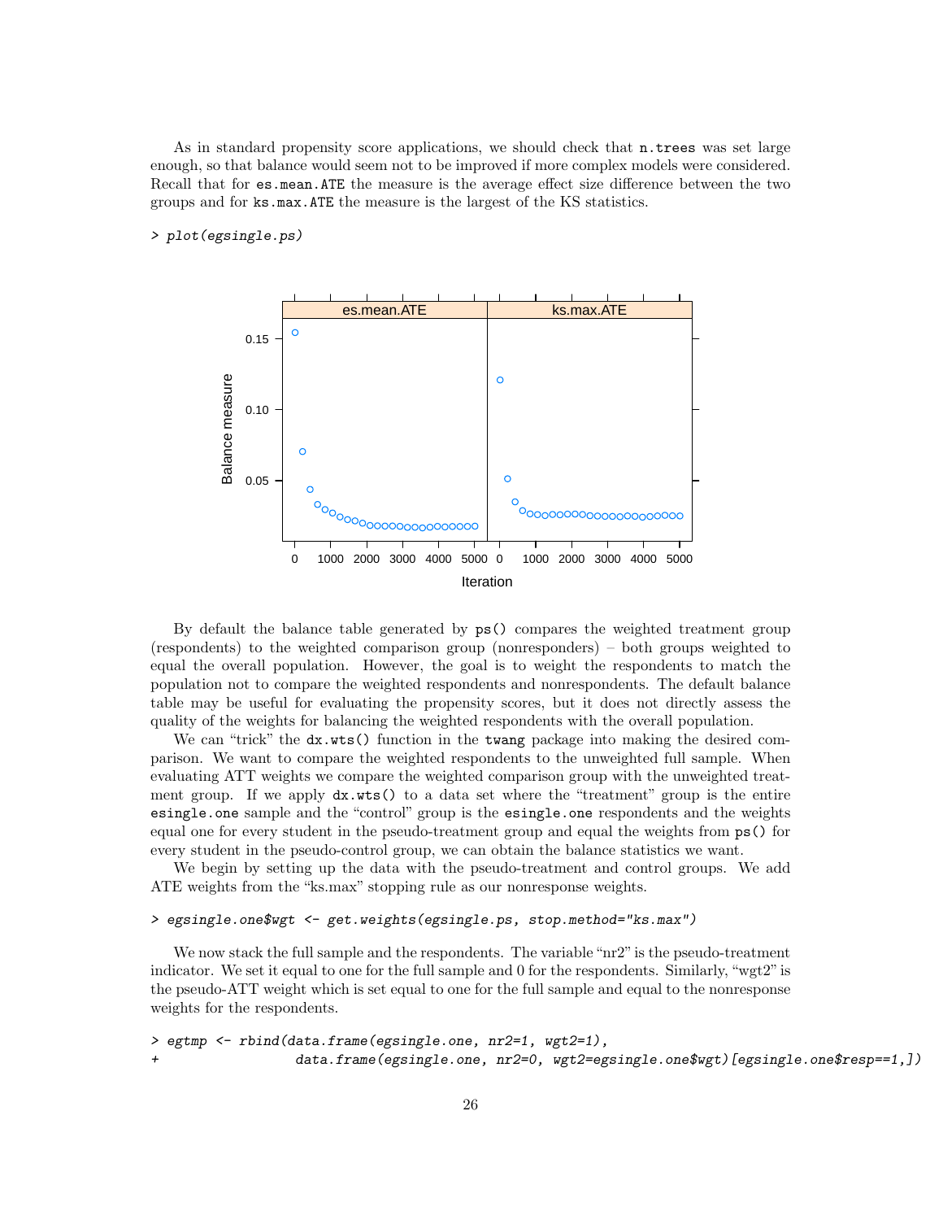As in standard propensity score applications, we should check that `n.trees` was set large enough, so that balance would seem not to be improved if more complex models were considered. Recall that for `es.mean.ATE` the measure is the average effect size difference between the two groups and for `ks.max.ATE` the measure is the largest of the KS statistics.

```
> plot(egsingle.ps)
```

es.mean.ATE
ks.max.ATE
Balance measure
0.15
0.10
0.05
0 1000 2000 3000 4000 5000
0 1000 2000 3000 4000 5000
Iteration

By default the balance table generated by `ps()` compares the weighted treatment group (respondents) to the weighted comparison group (nonresponders) – both groups weighted to equal the overall population. However, the goal is to weight the respondents to match the population not to compare the weighted respondents and nonrespondents. The default balance table may be useful for evaluating the propensity scores, but it does not directly assess the quality of the weights for balancing the weighted respondents with the overall population.

We can "trick" the `dx.wts()` function in the `twang` package into making the desired comparison. We want to compare the weighted respondents to the unweighted full sample. When evaluating ATT weights we compare the weighted comparison group with the unweighted treatment group. If we apply `dx.wts()` to a data set where the "treatment" group is the entire `esingle.one` sample and the "control" group is the `esingle.one` respondents and the weights equal one for every student in the pseudo-treatment group and equal the weights from `ps()` for every student in the pseudo-control group, we can obtain the balance statistics we want.

We begin by setting up the data with the pseudo-treatment and control groups. We add ATE weights from the "ks.max" stopping rule as our nonresponse weights.

```
> egsingle.one$wgt <- get.weights(egsingle.ps, stop.method="ks.max")
```

We now stack the full sample and the respondents. The variable "nr2" is the pseudo-treatment indicator. We set it equal to one for the full sample and 0 for the respondents. Similarly, "wgt2" is the pseudo-ATT weight which is set equal to one for the full sample and equal to the nonresponse weights for the respondents.

```
> egtmp <- rbind(data.frame(egsingle.one, nr2=1, wgt2=1),
+                data.frame(egsingle.one, nr2=0, wgt2=egsingle.one$wgt)[egsingle.one$resp==1,])
```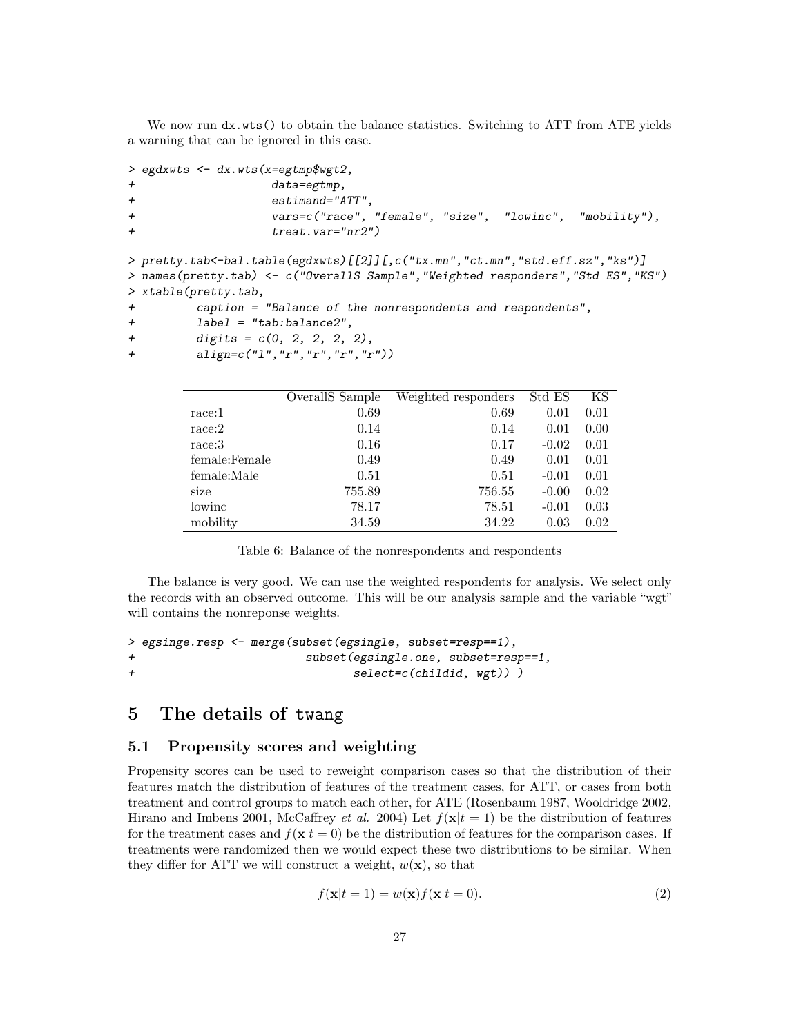We now run `dx.wts()` to obtain the balance statistics. Switching to ATT from ATE yields a warning that can be ignored in this case.

```
> egdxwts <- dx.wts(x=egtmp$wgt2,
+                   data=egtmp,
+                   estimand="ATT",
+                   vars=c("race", "female", "size",  "lowinc",  "mobility"),
+                   treat.var="nr2")

> pretty.tab<-bal.table(egdxwts)[[2]][,c("tx.mn","ct.mn","std.eff.sz","ks")]
> names(pretty.tab) <- c("OverallS Sample","Weighted responders","Std ES","KS")
> xtable(pretty.tab,
+        caption = "Balance of the nonrespondents and respondents",
+        label = "tab:balance2",
+        digits = c(0, 2, 2, 2, 2),
+        align=c("l","r","r","r","r"))
```

| | OverallS Sample | Weighted responders | Std ES | KS |
|---|---:|---:|---:|---:|
| race:1 | 0.69 | 0.69 | 0.01 | 0.01 |
| race:2 | 0.14 | 0.14 | 0.01 | 0.00 |
| race:3 | 0.16 | 0.17 | -0.02 | 0.01 |
| female:Female | 0.49 | 0.49 | 0.01 | 0.01 |
| female:Male | 0.51 | 0.51 | -0.01 | 0.01 |
| size | 755.89 | 756.55 | -0.00 | 0.02 |
| lowinc | 78.17 | 78.51 | -0.01 | 0.03 |
| mobility | 34.59 | 34.22 | 0.03 | 0.02 |

Table 6: Balance of the nonrespondents and respondents

The balance is very good. We can use the weighted respondents for analysis. We select only the records with an observed outcome. This will be our analysis sample and the variable "wgt" will contains the nonreponse weights.

```
> egsinge.resp <- merge(subset(egsingle, subset=resp==1),
+                       subset(egsingle.one, subset=resp==1,
+                              select=c(childid, wgt)) )
```

# 5 The details of twang

## 5.1 Propensity scores and weighting

Propensity scores can be used to reweight comparison cases so that the distribution of their features match the distribution of features of the treatment cases, for ATT, or cases from both treatment and control groups to match each other, for ATE (Rosenbaum 1987, Wooldridge 2002, Hirano and Imbens 2001, McCaffrey *et al.* 2004) Let $f(\mathbf{x}|t = 1)$ be the distribution of features for the treatment cases and $f(\mathbf{x}|t = 0)$ be the distribution of features for the comparison cases. If treatments were randomized then we would expect these two distributions to be similar. When they differ for ATT we will construct a weight, $w(\mathbf{x})$, so that

$$f(\mathbf{x}|t = 1) = w(\mathbf{x})f(\mathbf{x}|t = 0). \tag{2}$$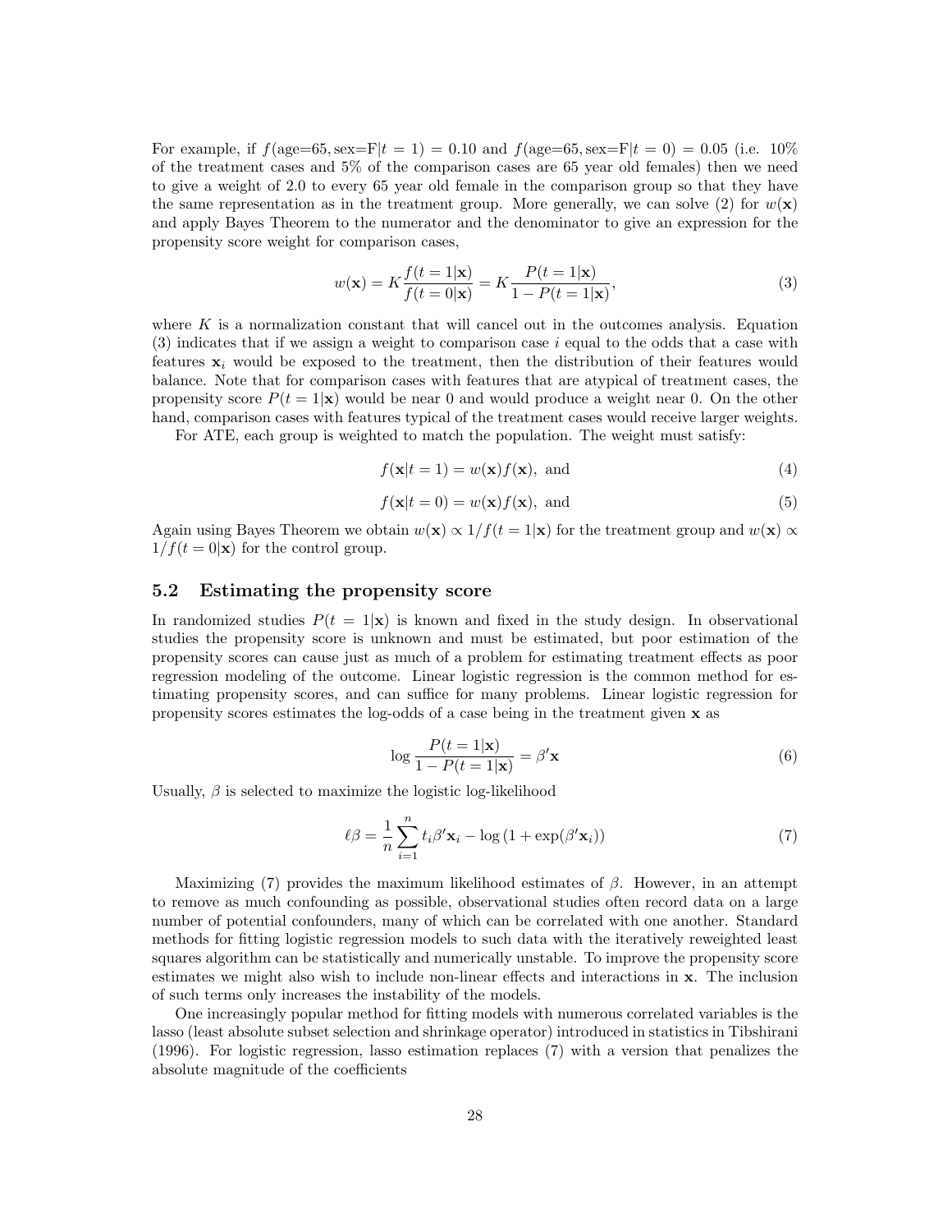For example, if $f(\text{age=65}, \text{sex=F}|t = 1) = 0.10$ and $f(\text{age=65}, \text{sex=F}|t = 0) = 0.05$ (i.e. 10% of the treatment cases and 5% of the comparison cases are 65 year old females) then we need to give a weight of 2.0 to every 65 year old female in the comparison group so that they have the same representation as in the treatment group. More generally, we can solve (2) for $w(\mathbf{x})$ and apply Bayes Theorem to the numerator and the denominator to give an expression for the propensity score weight for comparison cases,

$$w(\mathbf{x}) = K\frac{f(t = 1|\mathbf{x})}{f(t = 0|\mathbf{x})} = K\frac{P(t = 1|\mathbf{x})}{1 - P(t = 1|\mathbf{x})}, \tag{3}$$

where $K$ is a normalization constant that will cancel out in the outcomes analysis. Equation (3) indicates that if we assign a weight to comparison case $i$ equal to the odds that a case with features $\mathbf{x}_i$ would be exposed to the treatment, then the distribution of their features would balance. Note that for comparison cases with features that are atypical of treatment cases, the propensity score $P(t = 1|\mathbf{x})$ would be near 0 and would produce a weight near 0. On the other hand, comparison cases with features typical of the treatment cases would receive larger weights.

For ATE, each group is weighted to match the population. The weight must satisfy:

$$f(\mathbf{x}|t = 1) = w(\mathbf{x})f(\mathbf{x}), \text{ and} \tag{4}$$

$$f(\mathbf{x}|t = 0) = w(\mathbf{x})f(\mathbf{x}), \text{ and} \tag{5}$$

Again using Bayes Theorem we obtain $w(\mathbf{x}) \propto 1/f(t = 1|\mathbf{x})$ for the treatment group and $w(\mathbf{x}) \propto 1/f(t = 0|\mathbf{x})$ for the control group.

## 5.2 Estimating the propensity score

In randomized studies $P(t = 1|\mathbf{x})$ is known and fixed in the study design. In observational studies the propensity score is unknown and must be estimated, but poor estimation of the propensity scores can cause just as much of a problem for estimating treatment effects as poor regression modeling of the outcome. Linear logistic regression is the common method for estimating propensity scores, and can suffice for many problems. Linear logistic regression for propensity scores estimates the log-odds of a case being in the treatment given $\mathbf{x}$ as

$$\log\frac{P(t = 1|\mathbf{x})}{1 - P(t = 1|\mathbf{x})} = \beta'\mathbf{x} \tag{6}$$

Usually, $\beta$ is selected to maximize the logistic log-likelihood

$$\ell\beta = \frac{1}{n}\sum_{i=1}^{n} t_i\beta'\mathbf{x}_i - \log\left(1 + \exp(\beta'\mathbf{x}_i)\right) \tag{7}$$

Maximizing (7) provides the maximum likelihood estimates of $\beta$. However, in an attempt to remove as much confounding as possible, observational studies often record data on a large number of potential confounders, many of which can be correlated with one another. Standard methods for fitting logistic regression models to such data with the iteratively reweighted least squares algorithm can be statistically and numerically unstable. To improve the propensity score estimates we might also wish to include non-linear effects and interactions in $\mathbf{x}$. The inclusion of such terms only increases the instability of the models.

One increasingly popular method for fitting models with numerous correlated variables is the lasso (least absolute subset selection and shrinkage operator) introduced in statistics in Tibshirani (1996). For logistic regression, lasso estimation replaces (7) with a version that penalizes the absolute magnitude of the coefficients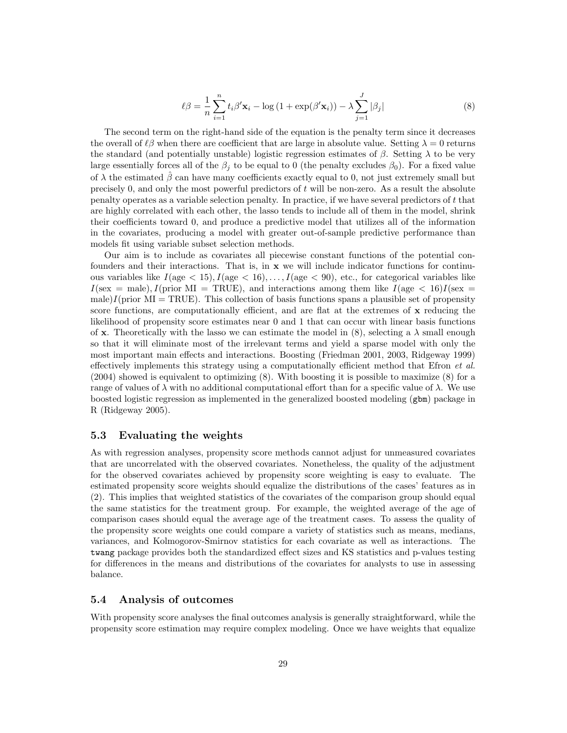$$\ell\beta = \frac{1}{n}\sum_{i=1}^{n} t_i\beta'\mathbf{x}_i - \log\left(1 + \exp(\beta'\mathbf{x}_i)\right) - \lambda\sum_{j=1}^{J}|\beta_j| \tag{8}$$

The second term on the right-hand side of the equation is the penalty term since it decreases the overall of $\ell\beta$ when there are coefficient that are large in absolute value. Setting $\lambda = 0$ returns the standard (and potentially unstable) logistic regression estimates of $\beta$. Setting $\lambda$ to be very large essentially forces all of the $\beta_j$ to be equal to 0 (the penalty excludes $\beta_0$). For a fixed value of $\lambda$ the estimated $\hat{\beta}$ can have many coefficients exactly equal to 0, not just extremely small but precisely 0, and only the most powerful predictors of $t$ will be non-zero. As a result the absolute penalty operates as a variable selection penalty. In practice, if we have several predictors of $t$ that are highly correlated with each other, the lasso tends to include all of them in the model, shrink their coefficients toward 0, and produce a predictive model that utilizes all of the information in the covariates, producing a model with greater out-of-sample predictive performance than models fit using variable subset selection methods.

Our aim is to include as covariates all piecewise constant functions of the potential confounders and their interactions. That is, in $\mathbf{x}$ we will include indicator functions for continuous variables like $I(\text{age} < 15), I(\text{age} < 16), \ldots, I(\text{age} < 90)$, etc., for categorical variables like $I(\text{sex} = \text{male}), I(\text{prior MI} = \text{TRUE})$, and interactions among them like $I(\text{age} < 16)I(\text{sex} = \text{male})I(\text{prior MI} = \text{TRUE})$. This collection of basis functions spans a plausible set of propensity score functions, are computationally efficient, and are flat at the extremes of $\mathbf{x}$ reducing the likelihood of propensity score estimates near 0 and 1 that can occur with linear basis functions of $\mathbf{x}$. Theoretically with the lasso we can estimate the model in (8), selecting a $\lambda$ small enough so that it will eliminate most of the irrelevant terms and yield a sparse model with only the most important main effects and interactions. Boosting (Friedman 2001, 2003, Ridgeway 1999) effectively implements this strategy using a computationally efficient method that Efron *et al.* (2004) showed is equivalent to optimizing (8). With boosting it is possible to maximize (8) for a range of values of $\lambda$ with no additional computational effort than for a specific value of $\lambda$. We use boosted logistic regression as implemented in the generalized boosted modeling (`gbm`) package in R (Ridgeway 2005).

## 5.3 Evaluating the weights

As with regression analyses, propensity score methods cannot adjust for unmeasured covariates that are uncorrelated with the observed covariates. Nonetheless, the quality of the adjustment for the observed covariates achieved by propensity score weighting is easy to evaluate. The estimated propensity score weights should equalize the distributions of the cases' features as in (2). This implies that weighted statistics of the covariates of the comparison group should equal the same statistics for the treatment group. For example, the weighted average of the age of comparison cases should equal the average age of the treatment cases. To assess the quality of the propensity score weights one could compare a variety of statistics such as means, medians, variances, and Kolmogorov-Smirnov statistics for each covariate as well as interactions. The `twang` package provides both the standardized effect sizes and KS statistics and p-values testing for differences in the means and distributions of the covariates for analysts to use in assessing balance.

## 5.4 Analysis of outcomes

With propensity score analyses the final outcomes analysis is generally straightforward, while the propensity score estimation may require complex modeling. Once we have weights that equalize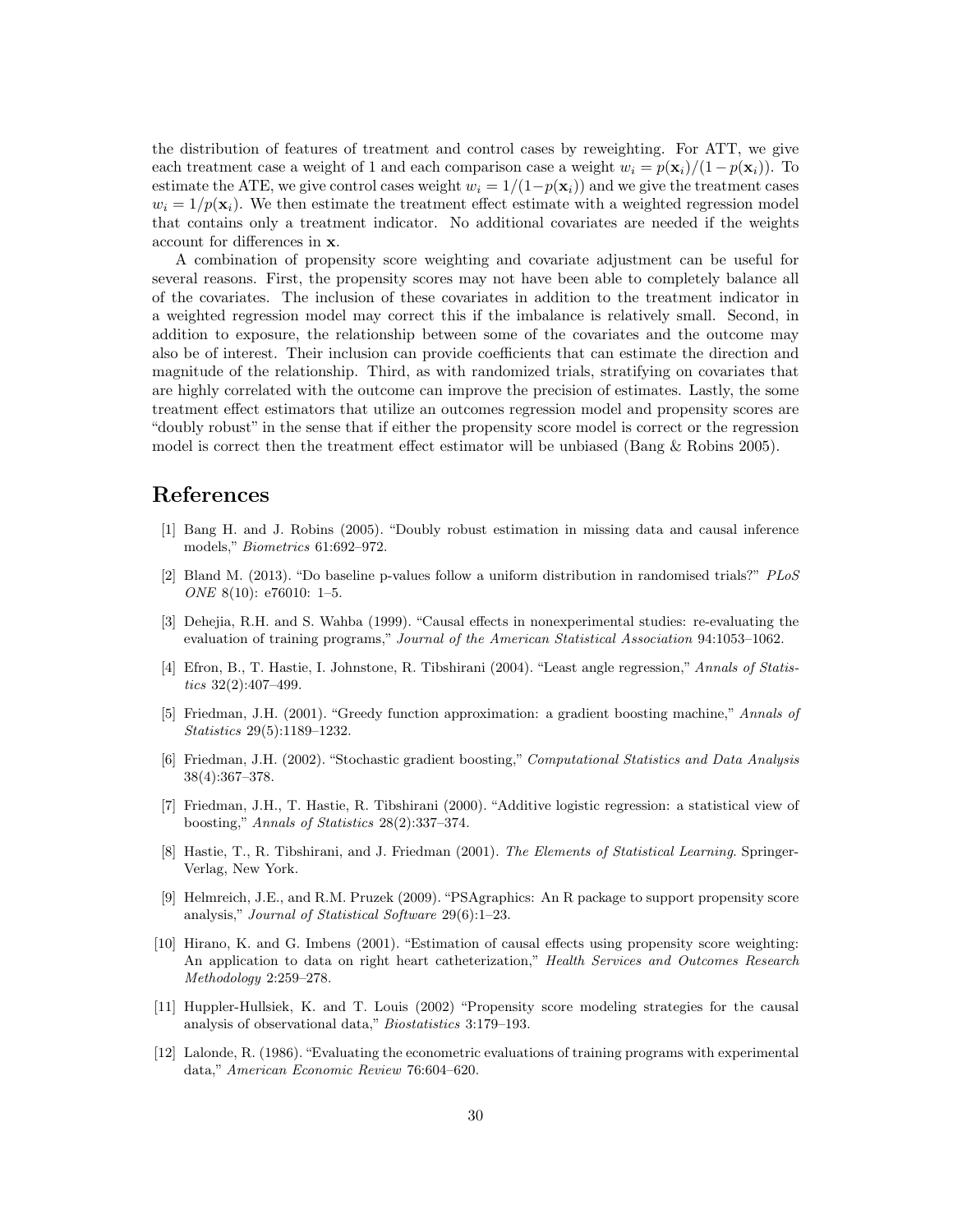the distribution of features of treatment and control cases by reweighting. For ATT, we give each treatment case a weight of 1 and each comparison case a weight $w_i = p(\mathbf{x}_i)/(1-p(\mathbf{x}_i))$. To estimate the ATE, we give control cases weight $w_i = 1/(1-p(\mathbf{x}_i))$ and we give the treatment cases $w_i = 1/p(\mathbf{x}_i)$. We then estimate the treatment effect estimate with a weighted regression model that contains only a treatment indicator. No additional covariates are needed if the weights account for differences in $\mathbf{x}$.

A combination of propensity score weighting and covariate adjustment can be useful for several reasons. First, the propensity scores may not have been able to completely balance all of the covariates. The inclusion of these covariates in addition to the treatment indicator in a weighted regression model may correct this if the imbalance is relatively small. Second, in addition to exposure, the relationship between some of the covariates and the outcome may also be of interest. Their inclusion can provide coefficients that can estimate the direction and magnitude of the relationship. Third, as with randomized trials, stratifying on covariates that are highly correlated with the outcome can improve the precision of estimates. Lastly, the some treatment effect estimators that utilize an outcomes regression model and propensity scores are "doubly robust" in the sense that if either the propensity score model is correct or the regression model is correct then the treatment effect estimator will be unbiased (Bang & Robins 2005).

# References

[1] Bang H. and J. Robins (2005). "Doubly robust estimation in missing data and causal inference models," *Biometrics* 61:692–972.

[2] Bland M. (2013). "Do baseline p-values follow a uniform distribution in randomised trials?" *PLoS ONE* 8(10): e76010: 1–5.

[3] Dehejia, R.H. and S. Wahba (1999). "Causal effects in nonexperimental studies: re-evaluating the evaluation of training programs," *Journal of the American Statistical Association* 94:1053–1062.

[4] Efron, B., T. Hastie, I. Johnstone, R. Tibshirani (2004). "Least angle regression," *Annals of Statistics* 32(2):407–499.

[5] Friedman, J.H. (2001). "Greedy function approximation: a gradient boosting machine," *Annals of Statistics* 29(5):1189–1232.

[6] Friedman, J.H. (2002). "Stochastic gradient boosting," *Computational Statistics and Data Analysis* 38(4):367–378.

[7] Friedman, J.H., T. Hastie, R. Tibshirani (2000). "Additive logistic regression: a statistical view of boosting," *Annals of Statistics* 28(2):337–374.

[8] Hastie, T., R. Tibshirani, and J. Friedman (2001). *The Elements of Statistical Learning*. Springer-Verlag, New York.

[9] Helmreich, J.E., and R.M. Pruzek (2009). "PSAgraphics: An R package to support propensity score analysis," *Journal of Statistical Software* 29(6):1–23.

[10] Hirano, K. and G. Imbens (2001). "Estimation of causal effects using propensity score weighting: An application to data on right heart catheterization," *Health Services and Outcomes Research Methodology* 2:259–278.

[11] Huppler-Hullsiek, K. and T. Louis (2002) "Propensity score modeling strategies for the causal analysis of observational data," *Biostatistics* 3:179–193.

[12] Lalonde, R. (1986). "Evaluating the econometric evaluations of training programs with experimental data," *American Economic Review* 76:604–620.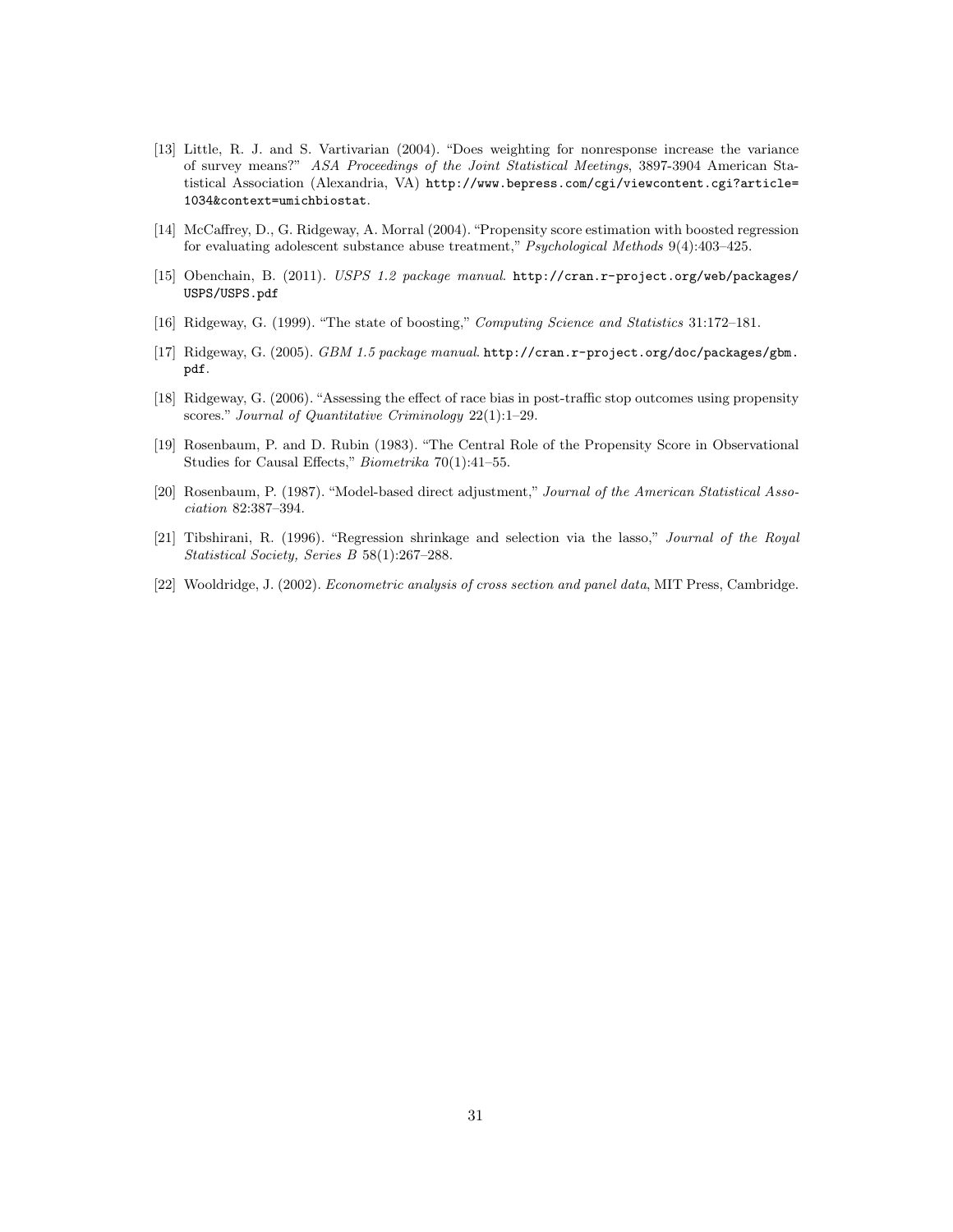[13] Little, R. J. and S. Vartivarian (2004). "Does weighting for nonresponse increase the variance of survey means?" *ASA Proceedings of the Joint Statistical Meetings*, 3897-3904 American Statistical Association (Alexandria, VA) `http://www.bepress.com/cgi/viewcontent.cgi?article=1034&context=umichbiostat`.

[14] McCaffrey, D., G. Ridgeway, A. Morral (2004). "Propensity score estimation with boosted regression for evaluating adolescent substance abuse treatment," *Psychological Methods* 9(4):403–425.

[15] Obenchain, B. (2011). *USPS 1.2 package manual*. `http://cran.r-project.org/web/packages/USPS/USPS.pdf`

[16] Ridgeway, G. (1999). "The state of boosting," *Computing Science and Statistics* 31:172–181.

[17] Ridgeway, G. (2005). *GBM 1.5 package manual*. `http://cran.r-project.org/doc/packages/gbm.pdf`.

[18] Ridgeway, G. (2006). "Assessing the effect of race bias in post-traffic stop outcomes using propensity scores." *Journal of Quantitative Criminology* 22(1):1–29.

[19] Rosenbaum, P. and D. Rubin (1983). "The Central Role of the Propensity Score in Observational Studies for Causal Effects," *Biometrika* 70(1):41–55.

[20] Rosenbaum, P. (1987). "Model-based direct adjustment," *Journal of the American Statistical Association* 82:387–394.

[21] Tibshirani, R. (1996). "Regression shrinkage and selection via the lasso," *Journal of the Royal Statistical Society, Series B* 58(1):267–288.

[22] Wooldridge, J. (2002). *Econometric analysis of cross section and panel data*, MIT Press, Cambridge.